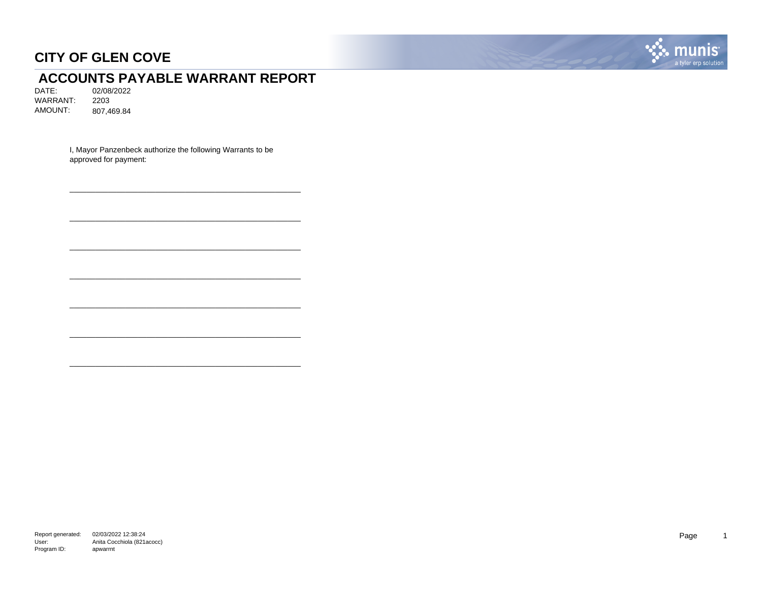# CITY OF GLEN COVE

## ACCOUNTS PAYABLE WARRANT REPORT

DATE: 02/08/2022
WARRANT: 2203
AMOUNT: 807,469.84

I, Mayor Panzenbeck authorize the following Warrants to be approved for payment:

\_\_\_\_\_\_\_\_\_\_\_\_\_\_\_\_\_\_\_\_\_\_\_\_\_\_\_\_\_\_\_\_\_\_\_\_\_\_\_\_\_\_\_\_\_\_\_\_

\_\_\_\_\_\_\_\_\_\_\_\_\_\_\_\_\_\_\_\_\_\_\_\_\_\_\_\_\_\_\_\_\_\_\_\_\_\_\_\_\_\_\_\_\_\_\_\_

\_\_\_\_\_\_\_\_\_\_\_\_\_\_\_\_\_\_\_\_\_\_\_\_\_\_\_\_\_\_\_\_\_\_\_\_\_\_\_\_\_\_\_\_\_\_\_\_

\_\_\_\_\_\_\_\_\_\_\_\_\_\_\_\_\_\_\_\_\_\_\_\_\_\_\_\_\_\_\_\_\_\_\_\_\_\_\_\_\_\_\_\_\_\_\_\_

\_\_\_\_\_\_\_\_\_\_\_\_\_\_\_\_\_\_\_\_\_\_\_\_\_\_\_\_\_\_\_\_\_\_\_\_\_\_\_\_\_\_\_\_\_\_\_\_

\_\_\_\_\_\_\_\_\_\_\_\_\_\_\_\_\_\_\_\_\_\_\_\_\_\_\_\_\_\_\_\_\_\_\_\_\_\_\_\_\_\_\_\_\_\_\_\_

\_\_\_\_\_\_\_\_\_\_\_\_\_\_\_\_\_\_\_\_\_\_\_\_\_\_\_\_\_\_\_\_\_\_\_\_\_\_\_\_\_\_\_\_\_\_\_\_

Report generated: 02/03/2022 12:38:24
User: Anita Cocchiola (821acocc)
Program ID: apwarrnt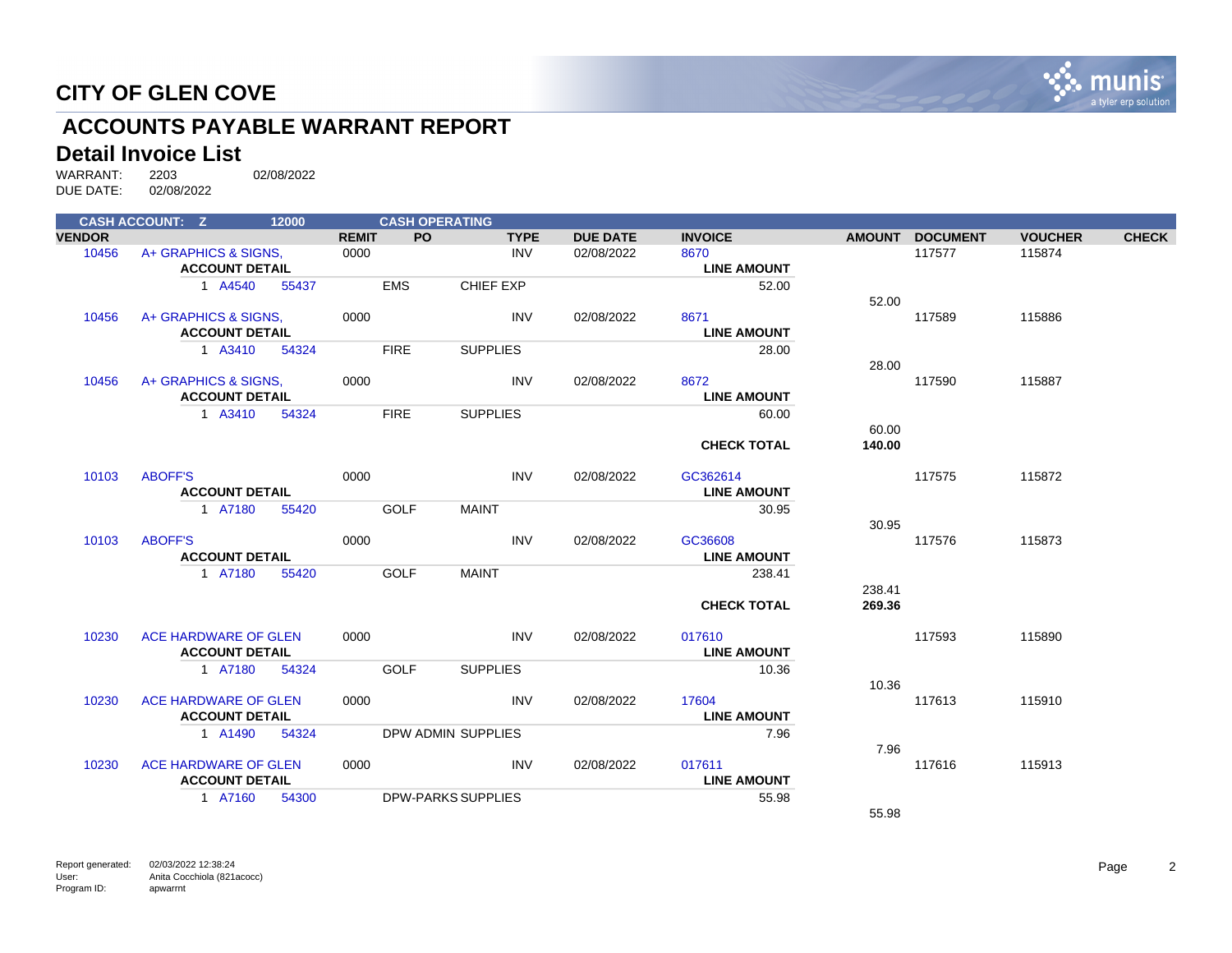# CITY OF GLEN COVE

## ACCOUNTS PAYABLE WARRANT REPORT

### Detail Invoice List

WARRANT: 2203 02/08/2022
DUE DATE: 02/08/2022

CASH ACCOUNT: Z 12000 CASH OPERATING

| VENDOR | | REMIT | PO | TYPE | DUE DATE | INVOICE | AMOUNT | DOCUMENT | VOUCHER | CHECK |
|---|---|---|---|---|---|---|---|---|---|---|
| 10456 | A+ GRAPHICS & SIGNS, | 0000 | | INV | 02/08/2022 | 8670 | | 117577 | 115874 | |
| | ACCOUNT DETAIL | | | | | LINE AMOUNT | | | | |
| | 1 A4540 55437 | EMS | CHIEF EXP | | | 52.00 | | | | |
| | | | | | | | 52.00 | | | |
| 10456 | A+ GRAPHICS & SIGNS, | 0000 | | INV | 02/08/2022 | 8671 | | 117589 | 115886 | |
| | ACCOUNT DETAIL | | | | | LINE AMOUNT | | | | |
| | 1 A3410 54324 | FIRE | SUPPLIES | | | 28.00 | | | | |
| | | | | | | | 28.00 | | | |
| 10456 | A+ GRAPHICS & SIGNS, | 0000 | | INV | 02/08/2022 | 8672 | | 117590 | 115887 | |
| | ACCOUNT DETAIL | | | | | LINE AMOUNT | | | | |
| | 1 A3410 54324 | FIRE | SUPPLIES | | | 60.00 | | | | |
| | | | | | | | 60.00 | | | |
| | | | | | | **CHECK TOTAL** | **140.00** | | | |
| 10103 | ABOFF'S | 0000 | | INV | 02/08/2022 | GC362614 | | 117575 | 115872 | |
| | ACCOUNT DETAIL | | | | | LINE AMOUNT | | | | |
| | 1 A7180 55420 | GOLF | MAINT | | | 30.95 | | | | |
| | | | | | | | 30.95 | | | |
| 10103 | ABOFF'S | 0000 | | INV | 02/08/2022 | GC36608 | | 117576 | 115873 | |
| | ACCOUNT DETAIL | | | | | LINE AMOUNT | | | | |
| | 1 A7180 55420 | GOLF | MAINT | | | 238.41 | | | | |
| | | | | | | | 238.41 | | | |
| | | | | | | **CHECK TOTAL** | **269.36** | | | |
| 10230 | ACE HARDWARE OF GLEN | 0000 | | INV | 02/08/2022 | 017610 | | 117593 | 115890 | |
| | ACCOUNT DETAIL | | | | | LINE AMOUNT | | | | |
| | 1 A7180 54324 | GOLF | SUPPLIES | | | 10.36 | | | | |
| | | | | | | | 10.36 | | | |
| 10230 | ACE HARDWARE OF GLEN | 0000 | | INV | 02/08/2022 | 17604 | | 117613 | 115910 | |
| | ACCOUNT DETAIL | | | | | LINE AMOUNT | | | | |
| | 1 A1490 54324 | DPW ADMIN | SUPPLIES | | | 7.96 | | | | |
| | | | | | | | 7.96 | | | |
| 10230 | ACE HARDWARE OF GLEN | 0000 | | INV | 02/08/2022 | 017611 | | 117616 | 115913 | |
| | ACCOUNT DETAIL | | | | | LINE AMOUNT | | | | |
| | 1 A7160 54300 | DPW-PARKS | SUPPLIES | | | 55.98 | | | | |
| | | | | | | | 55.98 | | | |

Report generated: 02/03/2022 12:38:24
User: Anita Cocchiola (821acocc)
Program ID: apwarrnt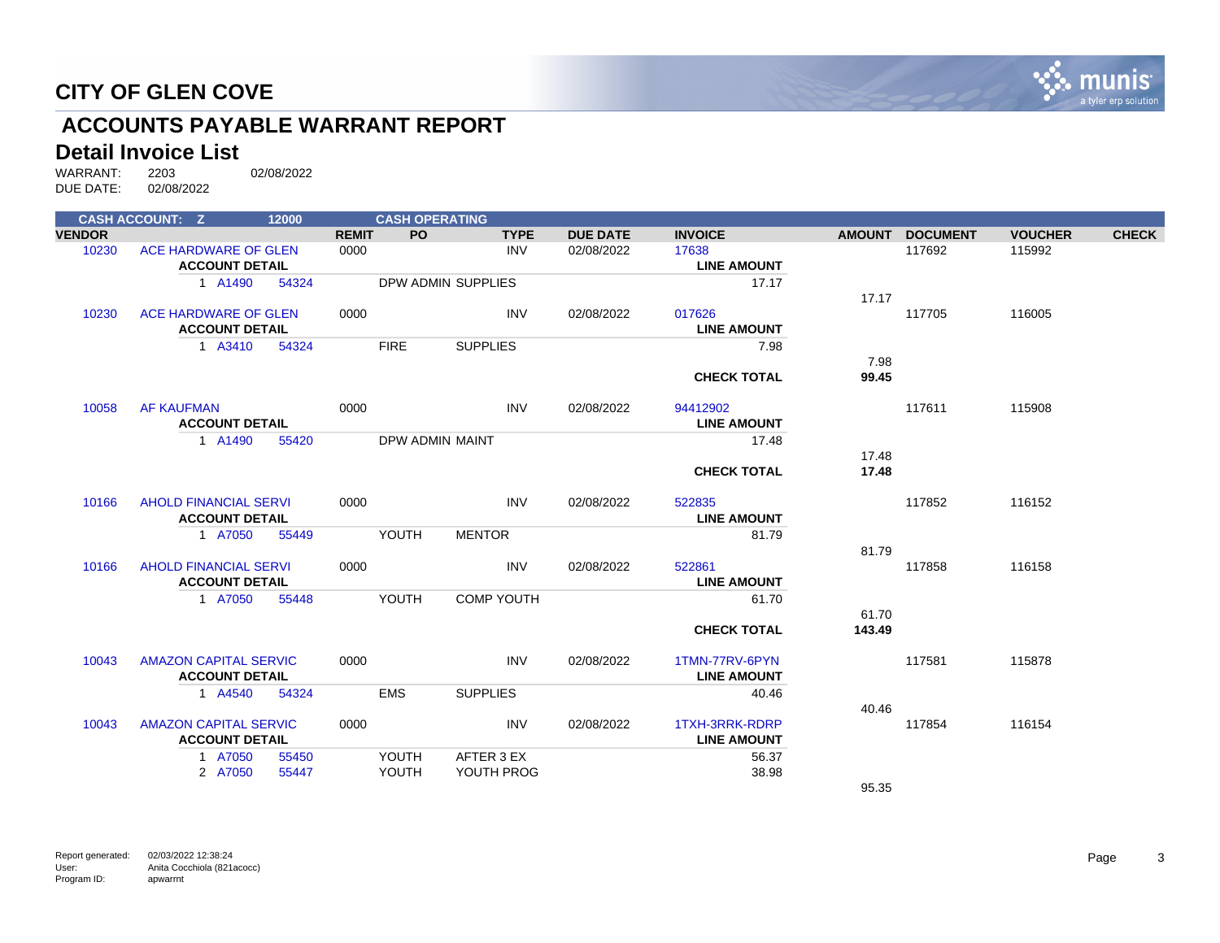# CITY OF GLEN COVE

## ACCOUNTS PAYABLE WARRANT REPORT

### Detail Invoice List

WARRANT: 2203 02/08/2022
DUE DATE: 02/08/2022

| CASH ACCOUNT: Z | 12000 | | | CASH OPERATING | | | | | | | | |
|---|---|---|---|---|---|---|---|---|---|---|---|---|
| **VENDOR** | | | **REMIT** | **PO** | **TYPE** | **DUE DATE** | **INVOICE** | | **AMOUNT** | **DOCUMENT** | **VOUCHER** | **CHECK** |
| 10230 | ACE HARDWARE OF GLEN | | 0000 | | INV | 02/08/2022 | 17638 | | | 117692 | 115992 | |
| | **ACCOUNT DETAIL** | | | | | | | **LINE AMOUNT** | | | | |
| | 1 A1490 | 54324 | | DPW ADMIN | SUPPLIES | | | 17.17 | | | | |
| | | | | | | | | | 17.17 | | | |
| 10230 | ACE HARDWARE OF GLEN | | 0000 | | INV | 02/08/2022 | 017626 | | | 117705 | 116005 | |
| | **ACCOUNT DETAIL** | | | | | | | **LINE AMOUNT** | | | | |
| | 1 A3410 | 54324 | | FIRE | SUPPLIES | | | 7.98 | | | | |
| | | | | | | | | | 7.98 | | | |
| | | | | | | | | **CHECK TOTAL** | **99.45** | | | |
| 10058 | AF KAUFMAN | | 0000 | | INV | 02/08/2022 | 94412902 | | | 117611 | 115908 | |
| | **ACCOUNT DETAIL** | | | | | | | **LINE AMOUNT** | | | | |
| | 1 A1490 | 55420 | | DPW ADMIN | MAINT | | | 17.48 | | | | |
| | | | | | | | | | 17.48 | | | |
| | | | | | | | | **CHECK TOTAL** | **17.48** | | | |
| 10166 | AHOLD FINANCIAL SERVI | | 0000 | | INV | 02/08/2022 | 522835 | | | 117852 | 116152 | |
| | **ACCOUNT DETAIL** | | | | | | | **LINE AMOUNT** | | | | |
| | 1 A7050 | 55449 | | YOUTH | MENTOR | | | 81.79 | | | | |
| | | | | | | | | | 81.79 | | | |
| 10166 | AHOLD FINANCIAL SERVI | | 0000 | | INV | 02/08/2022 | 522861 | | | 117858 | 116158 | |
| | **ACCOUNT DETAIL** | | | | | | | **LINE AMOUNT** | | | | |
| | 1 A7050 | 55448 | | YOUTH | COMP YOUTH | | | 61.70 | | | | |
| | | | | | | | | | 61.70 | | | |
| | | | | | | | | **CHECK TOTAL** | **143.49** | | | |
| 10043 | AMAZON CAPITAL SERVIC | | 0000 | | INV | 02/08/2022 | 1TMN-77RV-6PYN | | | 117581 | 115878 | |
| | **ACCOUNT DETAIL** | | | | | | | **LINE AMOUNT** | | | | |
| | 1 A4540 | 54324 | | EMS | SUPPLIES | | | 40.46 | | | | |
| | | | | | | | | | 40.46 | | | |
| 10043 | AMAZON CAPITAL SERVIC | | 0000 | | INV | 02/08/2022 | 1TXH-3RRK-RDRP | | | 117854 | 116154 | |
| | **ACCOUNT DETAIL** | | | | | | | **LINE AMOUNT** | | | | |
| | 1 A7050 | 55450 | | YOUTH | AFTER 3 EX | | | 56.37 | | | | |
| | 2 A7050 | 55447 | | YOUTH | YOUTH PROG | | | 38.98 | | | | |
| | | | | | | | | | 95.35 | | | |

Report generated: 02/03/2022 12:38:24
User: Anita Cocchiola (821acocc)
Program ID: apwarrnt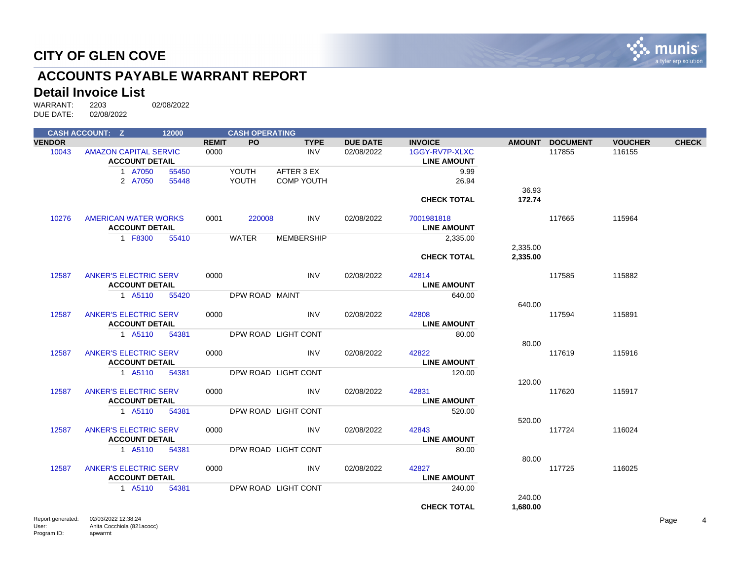# CITY OF GLEN COVE

## ACCOUNTS PAYABLE WARRANT REPORT

### Detail Invoice List

WARRANT: 2203 02/08/2022
DUE DATE: 02/08/2022

**CASH ACCOUNT: Z 12000 CASH OPERATING**

| VENDOR | | REMIT | PO | TYPE | DUE DATE | INVOICE | AMOUNT | DOCUMENT | VOUCHER | CHECK |
|---|---|---|---|---|---|---|---|---|---|---|
| 10043 | AMAZON CAPITAL SERVIC | 0000 | | INV | 02/08/2022 | 1GGY-RV7P-XLXC | | 117855 | 116155 | |
| | **ACCOUNT DETAIL** | | | | | **LINE AMOUNT** | | | | |
| | 1 A7050 55450 | | YOUTH | AFTER 3 EX | | 9.99 | | | | |
| | 2 A7050 55448 | | YOUTH | COMP YOUTH | | 26.94 | | | | |
| | | | | | | | 36.93 | | | |
| | | | | | | **CHECK TOTAL** | **172.74** | | | |
| 10276 | AMERICAN WATER WORKS | 0001 | 220008 | INV | 02/08/2022 | 7001981818 | | 117665 | 115964 | |
| | **ACCOUNT DETAIL** | | | | | **LINE AMOUNT** | | | | |
| | 1 F8300 55410 | | WATER | MEMBERSHIP | | 2,335.00 | | | | |
| | | | | | | | 2,335.00 | | | |
| | | | | | | **CHECK TOTAL** | **2,335.00** | | | |
| 12587 | ANKER'S ELECTRIC SERV | 0000 | | INV | 02/08/2022 | 42814 | | 117585 | 115882 | |
| | **ACCOUNT DETAIL** | | | | | **LINE AMOUNT** | | | | |
| | 1 A5110 55420 | | DPW ROAD | MAINT | | 640.00 | | | | |
| | | | | | | | 640.00 | | | |
| 12587 | ANKER'S ELECTRIC SERV | 0000 | | INV | 02/08/2022 | 42808 | | 117594 | 115891 | |
| | **ACCOUNT DETAIL** | | | | | **LINE AMOUNT** | | | | |
| | 1 A5110 54381 | | DPW ROAD | LIGHT CONT | | 80.00 | | | | |
| | | | | | | | 80.00 | | | |
| 12587 | ANKER'S ELECTRIC SERV | 0000 | | INV | 02/08/2022 | 42822 | | 117619 | 115916 | |
| | **ACCOUNT DETAIL** | | | | | **LINE AMOUNT** | | | | |
| | 1 A5110 54381 | | DPW ROAD | LIGHT CONT | | 120.00 | | | | |
| | | | | | | | 120.00 | | | |
| 12587 | ANKER'S ELECTRIC SERV | 0000 | | INV | 02/08/2022 | 42831 | | 117620 | 115917 | |
| | **ACCOUNT DETAIL** | | | | | **LINE AMOUNT** | | | | |
| | 1 A5110 54381 | | DPW ROAD | LIGHT CONT | | 520.00 | | | | |
| | | | | | | | 520.00 | | | |
| 12587 | ANKER'S ELECTRIC SERV | 0000 | | INV | 02/08/2022 | 42843 | | 117724 | 116024 | |
| | **ACCOUNT DETAIL** | | | | | **LINE AMOUNT** | | | | |
| | 1 A5110 54381 | | DPW ROAD | LIGHT CONT | | 80.00 | | | | |
| | | | | | | | 80.00 | | | |
| 12587 | ANKER'S ELECTRIC SERV | 0000 | | INV | 02/08/2022 | 42827 | | 117725 | 116025 | |
| | **ACCOUNT DETAIL** | | | | | **LINE AMOUNT** | | | | |
| | 1 A5110 54381 | | DPW ROAD | LIGHT CONT | | 240.00 | | | | |
| | | | | | | | 240.00 | | | |
| | | | | | | **CHECK TOTAL** | **1,680.00** | | | |

Report generated: 02/03/2022 12:38:24
User: Anita Cocchiola (821acocc)
Program ID: apwarrnt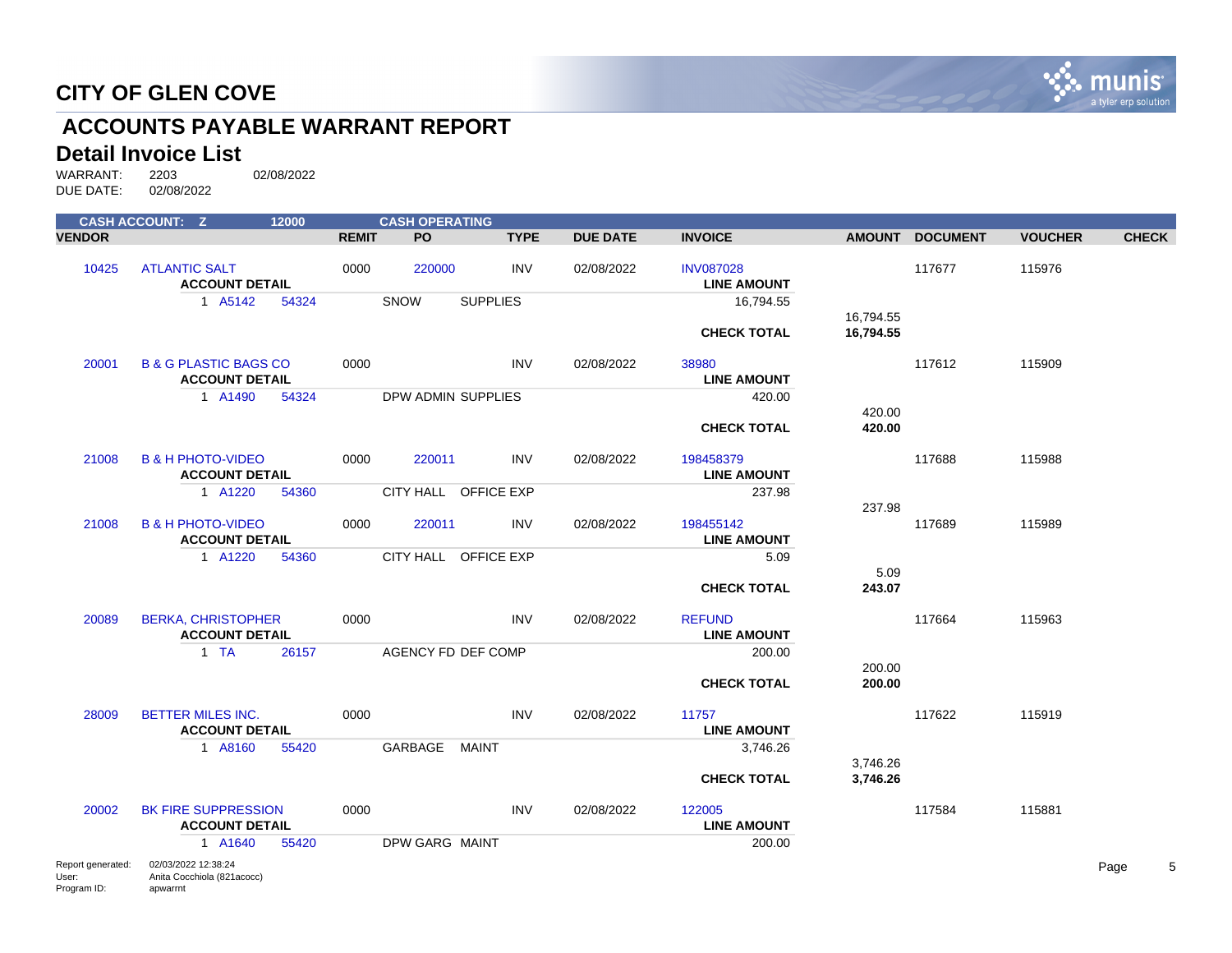# CITY OF GLEN COVE

## ACCOUNTS PAYABLE WARRANT REPORT

### Detail Invoice List

WARRANT: 2203 02/08/2022
DUE DATE: 02/08/2022

**CASH ACCOUNT: Z 12000 CASH OPERATING**

| VENDOR | | REMIT | PO | TYPE | DUE DATE | INVOICE | AMOUNT | DOCUMENT | VOUCHER | CHECK |
|---|---|---|---|---|---|---|---|---|---|---|
| 10425 | ATLANTIC SALT | 0000 | 220000 | INV | 02/08/2022 | INV087028 | | 117677 | 115976 | |
| | **ACCOUNT DETAIL** | | | | | **LINE AMOUNT** | | | | |
| | 1 A5142 54324 | | SNOW SUPPLIES | | | 16,794.55 | | | | |
| | | | | | | | 16,794.55 | | | |
| | | | | | | **CHECK TOTAL** | **16,794.55** | | | |
| 20001 | B & G PLASTIC BAGS CO | 0000 | | INV | 02/08/2022 | 38980 | | 117612 | 115909 | |
| | **ACCOUNT DETAIL** | | | | | **LINE AMOUNT** | | | | |
| | 1 A1490 54324 | | DPW ADMIN SUPPLIES | | | 420.00 | | | | |
| | | | | | | | 420.00 | | | |
| | | | | | | **CHECK TOTAL** | **420.00** | | | |
| 21008 | B & H PHOTO-VIDEO | 0000 | 220011 | INV | 02/08/2022 | 198458379 | | 117688 | 115988 | |
| | **ACCOUNT DETAIL** | | | | | **LINE AMOUNT** | | | | |
| | 1 A1220 54360 | | CITY HALL OFFICE EXP | | | 237.98 | | | | |
| | | | | | | | 237.98 | | | |
| 21008 | B & H PHOTO-VIDEO | 0000 | 220011 | INV | 02/08/2022 | 198455142 | | 117689 | 115989 | |
| | **ACCOUNT DETAIL** | | | | | **LINE AMOUNT** | | | | |
| | 1 A1220 54360 | | CITY HALL OFFICE EXP | | | 5.09 | | | | |
| | | | | | | | 5.09 | | | |
| | | | | | | **CHECK TOTAL** | **243.07** | | | |
| 20089 | BERKA, CHRISTOPHER | 0000 | | INV | 02/08/2022 | REFUND | | 117664 | 115963 | |
| | **ACCOUNT DETAIL** | | | | | **LINE AMOUNT** | | | | |
| | 1 TA 26157 | | AGENCY FD DEF COMP | | | 200.00 | | | | |
| | | | | | | | 200.00 | | | |
| | | | | | | **CHECK TOTAL** | **200.00** | | | |
| 28009 | BETTER MILES INC. | 0000 | | INV | 02/08/2022 | 11757 | | 117622 | 115919 | |
| | **ACCOUNT DETAIL** | | | | | **LINE AMOUNT** | | | | |
| | 1 A8160 55420 | | GARBAGE MAINT | | | 3,746.26 | | | | |
| | | | | | | | 3,746.26 | | | |
| | | | | | | **CHECK TOTAL** | **3,746.26** | | | |
| 20002 | BK FIRE SUPPRESSION | 0000 | | INV | 02/08/2022 | 122005 | | 117584 | 115881 | |
| | **ACCOUNT DETAIL** | | | | | **LINE AMOUNT** | | | | |
| | 1 A1640 55420 | | DPW GARG MAINT | | | 200.00 | | | | |

Report generated: 02/03/2022 12:38:24
User: Anita Cocchiola (821acocc)
Program ID: apwarrnt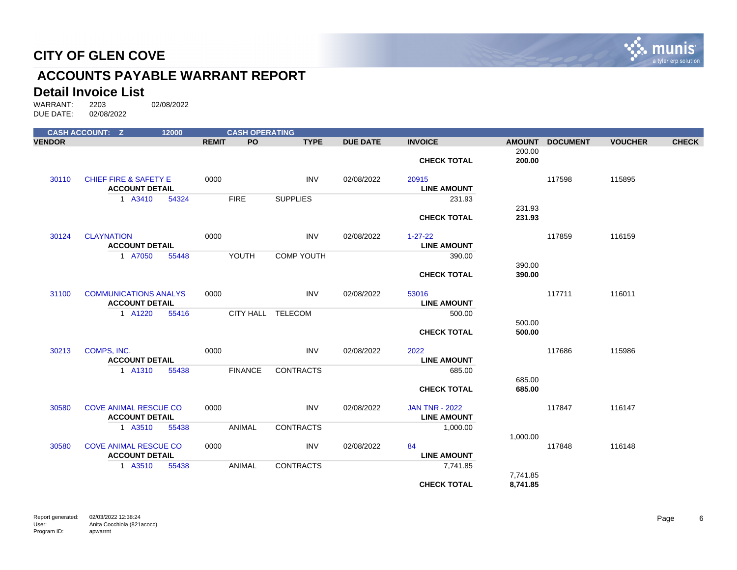# CITY OF GLEN COVE

## ACCOUNTS PAYABLE WARRANT REPORT

### Detail Invoice List

WARRANT: 2203 02/08/2022
DUE DATE: 02/08/2022

| CASH ACCOUNT: Z | | 12000 | | CASH OPERATING | | | | | | | |
|---|---|---|---|---|---|---|---|---|---|---|---|
| **VENDOR** | | | **REMIT** | **PO** | **TYPE** | **DUE DATE** | **INVOICE** | **AMOUNT** | **DOCUMENT** | **VOUCHER** | **CHECK** |
| | | | | | | | | 200.00 | | | |
| | | | | | | | **CHECK TOTAL** | **200.00** | | | |
| 30110 | CHIEF FIRE & SAFETY E | | 0000 | | INV | 02/08/2022 | 20915 | | 117598 | 115895 | |
| | **ACCOUNT DETAIL** | | | | | | **LINE AMOUNT** | | | | |
| | 1 A3410 | 54324 | | FIRE | SUPPLIES | | 231.93 | | | | |
| | | | | | | | | 231.93 | | | |
| | | | | | | | **CHECK TOTAL** | **231.93** | | | |
| 30124 | CLAYNATION | | 0000 | | INV | 02/08/2022 | 1-27-22 | | 117859 | 116159 | |
| | **ACCOUNT DETAIL** | | | | | | **LINE AMOUNT** | | | | |
| | 1 A7050 | 55448 | | YOUTH | COMP YOUTH | | 390.00 | | | | |
| | | | | | | | | 390.00 | | | |
| | | | | | | | **CHECK TOTAL** | **390.00** | | | |
| 31100 | COMMUNICATIONS ANALYS | | 0000 | | INV | 02/08/2022 | 53016 | | 117711 | 116011 | |
| | **ACCOUNT DETAIL** | | | | | | **LINE AMOUNT** | | | | |
| | 1 A1220 | 55416 | | CITY HALL | TELECOM | | 500.00 | | | | |
| | | | | | | | | 500.00 | | | |
| | | | | | | | **CHECK TOTAL** | **500.00** | | | |
| 30213 | COMPS, INC. | | 0000 | | INV | 02/08/2022 | 2022 | | 117686 | 115986 | |
| | **ACCOUNT DETAIL** | | | | | | **LINE AMOUNT** | | | | |
| | 1 A1310 | 55438 | | FINANCE | CONTRACTS | | 685.00 | | | | |
| | | | | | | | | 685.00 | | | |
| | | | | | | | **CHECK TOTAL** | **685.00** | | | |
| 30580 | COVE ANIMAL RESCUE CO | | 0000 | | INV | 02/08/2022 | JAN TNR - 2022 | | 117847 | 116147 | |
| | **ACCOUNT DETAIL** | | | | | | **LINE AMOUNT** | | | | |
| | 1 A3510 | 55438 | | ANIMAL | CONTRACTS | | 1,000.00 | | | | |
| | | | | | | | | 1,000.00 | | | |
| 30580 | COVE ANIMAL RESCUE CO | | 0000 | | INV | 02/08/2022 | 84 | | 117848 | 116148 | |
| | **ACCOUNT DETAIL** | | | | | | **LINE AMOUNT** | | | | |
| | 1 A3510 | 55438 | | ANIMAL | CONTRACTS | | 7,741.85 | | | | |
| | | | | | | | | 7,741.85 | | | |
| | | | | | | | **CHECK TOTAL** | **8,741.85** | | | |

Report generated: 02/03/2022 12:38:24
User: Anita Cocchiola (821acocc)
Program ID: apwarrnt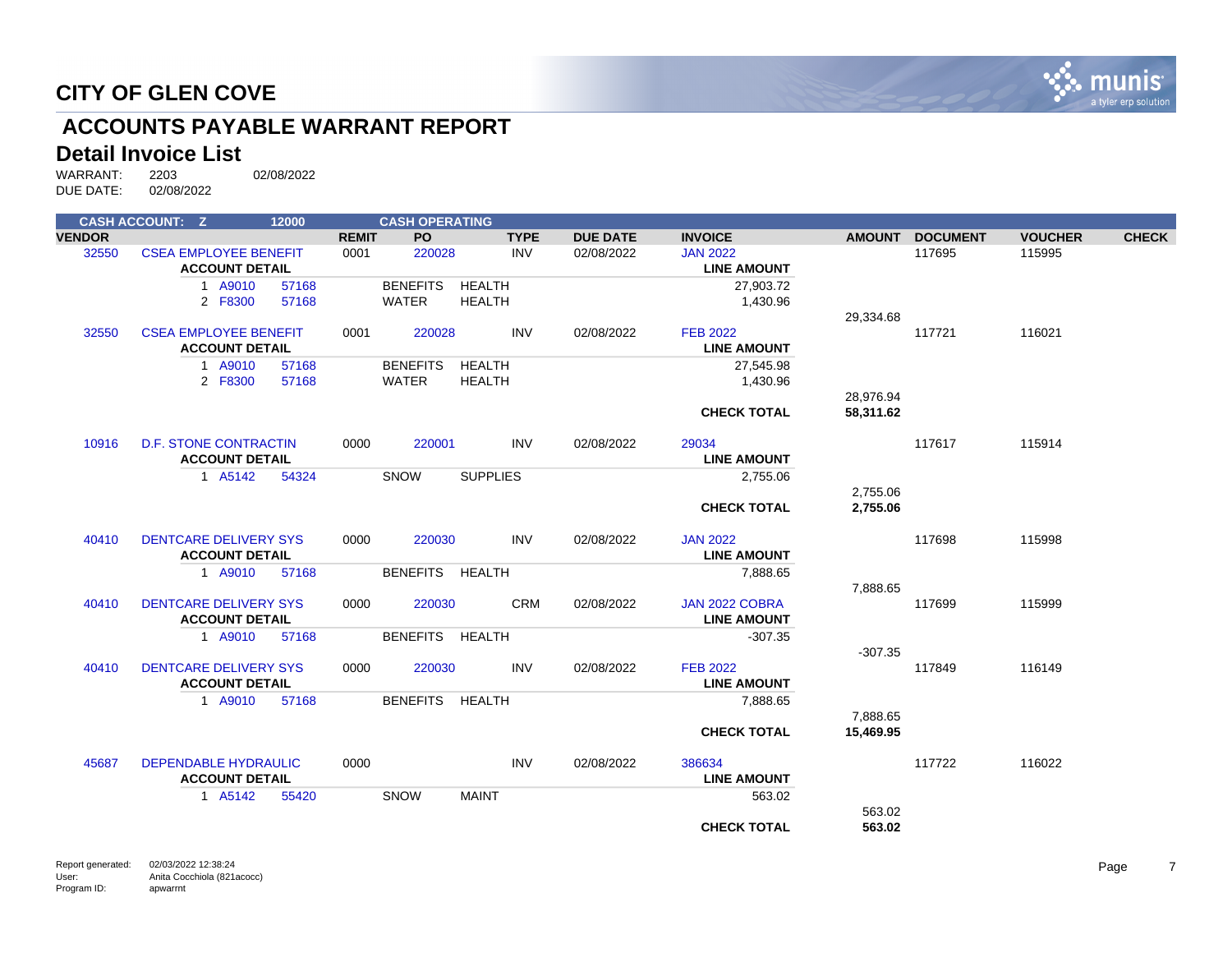# CITY OF GLEN COVE

## ACCOUNTS PAYABLE WARRANT REPORT

### Detail Invoice List

WARRANT: 2203 02/08/2022
DUE DATE: 02/08/2022

| CASH ACCOUNT: Z | | 12000 | | CASH OPERATING | | | | | | | | |
|---|---|---|---|---|---|---|---|---|---|---|---|---|
| **VENDOR** | | | **REMIT** | **PO** | | **TYPE** | **DUE DATE** | **INVOICE** | **AMOUNT** | **DOCUMENT** | **VOUCHER** | **CHECK** |
| 32550 | CSEA EMPLOYEE BENEFIT | | 0001 | 220028 | | INV | 02/08/2022 | JAN 2022 | | 117695 | 115995 | |
| | **ACCOUNT DETAIL** | | | | | | | **LINE AMOUNT** | | | | |
| | 1 A9010 | 57168 | | BENEFITS | HEALTH | | | 27,903.72 | | | | |
| | 2 F8300 | 57168 | | WATER | HEALTH | | | 1,430.96 | | | | |
| | | | | | | | | | 29,334.68 | | | |
| 32550 | CSEA EMPLOYEE BENEFIT | | 0001 | 220028 | | INV | 02/08/2022 | FEB 2022 | | 117721 | 116021 | |
| | **ACCOUNT DETAIL** | | | | | | | **LINE AMOUNT** | | | | |
| | 1 A9010 | 57168 | | BENEFITS | HEALTH | | | 27,545.98 | | | | |
| | 2 F8300 | 57168 | | WATER | HEALTH | | | 1,430.96 | | | | |
| | | | | | | | | | 28,976.94 | | | |
| | | | | | | | | **CHECK TOTAL** | **58,311.62** | | | |
| 10916 | D.F. STONE CONTRACTIN | | 0000 | 220001 | | INV | 02/08/2022 | 29034 | | 117617 | 115914 | |
| | **ACCOUNT DETAIL** | | | | | | | **LINE AMOUNT** | | | | |
| | 1 A5142 | 54324 | | SNOW | SUPPLIES | | | 2,755.06 | | | | |
| | | | | | | | | | 2,755.06 | | | |
| | | | | | | | | **CHECK TOTAL** | **2,755.06** | | | |
| 40410 | DENTCARE DELIVERY SYS | | 0000 | 220030 | | INV | 02/08/2022 | JAN 2022 | | 117698 | 115998 | |
| | **ACCOUNT DETAIL** | | | | | | | **LINE AMOUNT** | | | | |
| | 1 A9010 | 57168 | | BENEFITS | HEALTH | | | 7,888.65 | | | | |
| | | | | | | | | | 7,888.65 | | | |
| 40410 | DENTCARE DELIVERY SYS | | 0000 | 220030 | | CRM | 02/08/2022 | JAN 2022 COBRA | | 117699 | 115999 | |
| | **ACCOUNT DETAIL** | | | | | | | **LINE AMOUNT** | | | | |
| | 1 A9010 | 57168 | | BENEFITS | HEALTH | | | -307.35 | | | | |
| | | | | | | | | | -307.35 | | | |
| 40410 | DENTCARE DELIVERY SYS | | 0000 | 220030 | | INV | 02/08/2022 | FEB 2022 | | 117849 | 116149 | |
| | **ACCOUNT DETAIL** | | | | | | | **LINE AMOUNT** | | | | |
| | 1 A9010 | 57168 | | BENEFITS | HEALTH | | | 7,888.65 | | | | |
| | | | | | | | | | 7,888.65 | | | |
| | | | | | | | | **CHECK TOTAL** | **15,469.95** | | | |
| 45687 | DEPENDABLE HYDRAULIC | | 0000 | | | INV | 02/08/2022 | 386634 | | 117722 | 116022 | |
| | **ACCOUNT DETAIL** | | | | | | | **LINE AMOUNT** | | | | |
| | 1 A5142 | 55420 | | SNOW | MAINT | | | 563.02 | | | | |
| | | | | | | | | | 563.02 | | | |
| | | | | | | | | **CHECK TOTAL** | **563.02** | | | |

Report generated: 02/03/2022 12:38:24
User: Anita Cocchiola (821acocc)
Program ID: apwarrnt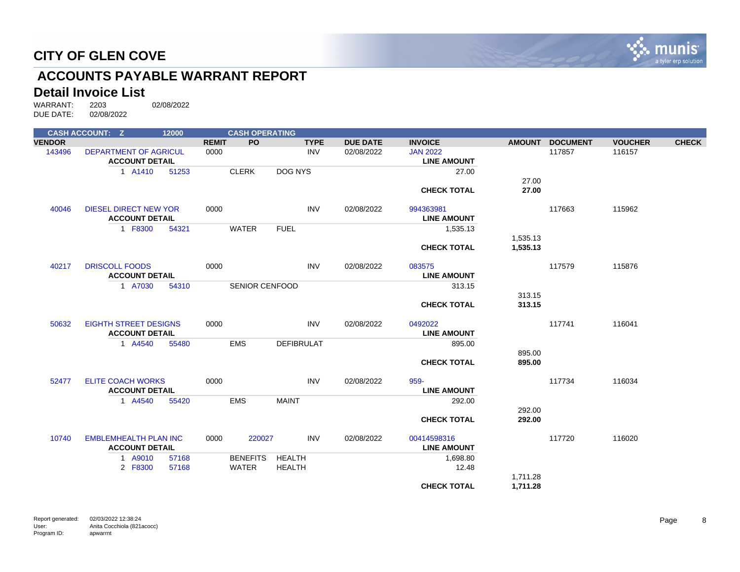# CITY OF GLEN COVE

## ACCOUNTS PAYABLE WARRANT REPORT

### Detail Invoice List

WARRANT: 2203 02/08/2022
DUE DATE: 02/08/2022

| CASH ACCOUNT: Z | 12000 | | CASH OPERATING | | | | | | | |
|---|---|---|---|---|---|---|---|---|---|---|
| **VENDOR** | | **REMIT** | **PO** | **TYPE** | **DUE DATE** | **INVOICE** | **AMOUNT** | **DOCUMENT** | **VOUCHER** | **CHECK** |
| 143496 | DEPARTMENT OF AGRICUL | 0000 | | INV | 02/08/2022 | JAN 2022 | | 117857 | 116157 | |
| | **ACCOUNT DETAIL** | | | | | **LINE AMOUNT** | | | | |
| | 1 A1410 51253 | | CLERK | DOG NYS | | 27.00 | | | | |
| | | | | | | | 27.00 | | | |
| | | | | | | **CHECK TOTAL** | **27.00** | | | |
| 40046 | DIESEL DIRECT NEW YOR | 0000 | | INV | 02/08/2022 | 994363981 | | 117663 | 115962 | |
| | **ACCOUNT DETAIL** | | | | | **LINE AMOUNT** | | | | |
| | 1 F8300 54321 | | WATER | FUEL | | 1,535.13 | | | | |
| | | | | | | | 1,535.13 | | | |
| | | | | | | **CHECK TOTAL** | **1,535.13** | | | |
| 40217 | DRISCOLL FOODS | 0000 | | INV | 02/08/2022 | 083575 | | 117579 | 115876 | |
| | **ACCOUNT DETAIL** | | | | | **LINE AMOUNT** | | | | |
| | 1 A7030 54310 | | SENIOR CENFOOD | | | 313.15 | | | | |
| | | | | | | | 313.15 | | | |
| | | | | | | **CHECK TOTAL** | **313.15** | | | |
| 50632 | EIGHTH STREET DESIGNS | 0000 | | INV | 02/08/2022 | 0492022 | | 117741 | 116041 | |
| | **ACCOUNT DETAIL** | | | | | **LINE AMOUNT** | | | | |
| | 1 A4540 55480 | | EMS | DEFIBRULAT | | 895.00 | | | | |
| | | | | | | | 895.00 | | | |
| | | | | | | **CHECK TOTAL** | **895.00** | | | |
| 52477 | ELITE COACH WORKS | 0000 | | INV | 02/08/2022 | 959- | | 117734 | 116034 | |
| | **ACCOUNT DETAIL** | | | | | **LINE AMOUNT** | | | | |
| | 1 A4540 55420 | | EMS | MAINT | | 292.00 | | | | |
| | | | | | | | 292.00 | | | |
| | | | | | | **CHECK TOTAL** | **292.00** | | | |
| 10740 | EMBLEMHEALTH PLAN INC | 0000 | 220027 | INV | 02/08/2022 | 00414598316 | | 117720 | 116020 | |
| | **ACCOUNT DETAIL** | | | | | **LINE AMOUNT** | | | | |
| | 1 A9010 57168 | | BENEFITS | HEALTH | | 1,698.80 | | | | |
| | 2 F8300 57168 | | WATER | HEALTH | | 12.48 | | | | |
| | | | | | | | 1,711.28 | | | |
| | | | | | | **CHECK TOTAL** | **1,711.28** | | | |

Report generated: 02/03/2022 12:38:24
User: Anita Cocchiola (821acocc)
Program ID: apwarrnt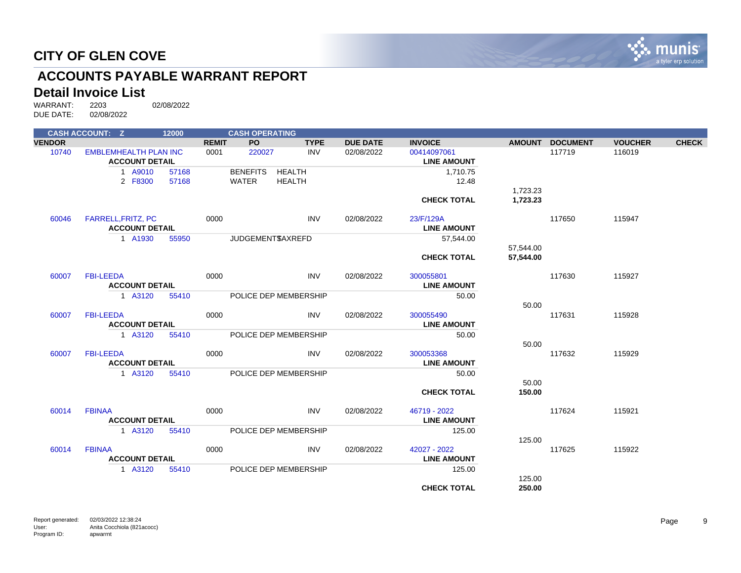# CITY OF GLEN COVE

## ACCOUNTS PAYABLE WARRANT REPORT

### Detail Invoice List

WARRANT: 2203 02/08/2022
DUE DATE: 02/08/2022

CASH ACCOUNT: Z 12000 CASH OPERATING

| VENDOR | | REMIT | PO | TYPE | DUE DATE | INVOICE | AMOUNT | DOCUMENT | VOUCHER | CHECK |
|---|---|---|---|---|---|---|---|---|---|---|
| 10740 | EMBLEMHEALTH PLAN INC | 0001 | 220027 | INV | 02/08/2022 | 00414097061 | | 117719 | 116019 | |
| | ACCOUNT DETAIL | | | | | LINE AMOUNT | | | | |
| | 1 A9010 57168 | | BENEFITS HEALTH | | | 1,710.75 | | | | |
| | 2 F8300 57168 | | WATER HEALTH | | | 12.48 | | | | |
| | | | | | | | 1,723.23 | | | |
| | | | | | | **CHECK TOTAL** | **1,723.23** | | | |
| 60046 | FARRELL,FRITZ, PC | 0000 | | INV | 02/08/2022 | 23/F/129A | | 117650 | 115947 | |
| | ACCOUNT DETAIL | | | | | LINE AMOUNT | | | | |
| | 1 A1930 55950 | | JUDGEMENTS TAXREFD | | | 57,544.00 | | | | |
| | | | | | | | 57,544.00 | | | |
| | | | | | | **CHECK TOTAL** | **57,544.00** | | | |
| 60007 | FBI-LEEDA | 0000 | | INV | 02/08/2022 | 300055801 | | 117630 | 115927 | |
| | ACCOUNT DETAIL | | | | | LINE AMOUNT | | | | |
| | 1 A3120 55410 | | POLICE DEP MEMBERSHIP | | | 50.00 | | | | |
| | | | | | | | 50.00 | | | |
| 60007 | FBI-LEEDA | 0000 | | INV | 02/08/2022 | 300055490 | | 117631 | 115928 | |
| | ACCOUNT DETAIL | | | | | LINE AMOUNT | | | | |
| | 1 A3120 55410 | | POLICE DEP MEMBERSHIP | | | 50.00 | | | | |
| | | | | | | | 50.00 | | | |
| 60007 | FBI-LEEDA | 0000 | | INV | 02/08/2022 | 300053368 | | 117632 | 115929 | |
| | ACCOUNT DETAIL | | | | | LINE AMOUNT | | | | |
| | 1 A3120 55410 | | POLICE DEP MEMBERSHIP | | | 50.00 | | | | |
| | | | | | | | 50.00 | | | |
| | | | | | | **CHECK TOTAL** | **150.00** | | | |
| 60014 | FBINAA | 0000 | | INV | 02/08/2022 | 46719 - 2022 | | 117624 | 115921 | |
| | ACCOUNT DETAIL | | | | | LINE AMOUNT | | | | |
| | 1 A3120 55410 | | POLICE DEP MEMBERSHIP | | | 125.00 | | | | |
| | | | | | | | 125.00 | | | |
| 60014 | FBINAA | 0000 | | INV | 02/08/2022 | 42027 - 2022 | | 117625 | 115922 | |
| | ACCOUNT DETAIL | | | | | LINE AMOUNT | | | | |
| | 1 A3120 55410 | | POLICE DEP MEMBERSHIP | | | 125.00 | | | | |
| | | | | | | | 125.00 | | | |
| | | | | | | **CHECK TOTAL** | **250.00** | | | |

Report generated: 02/03/2022 12:38:24
User: Anita Cocchiola (821acocc)
Program ID: apwarrnt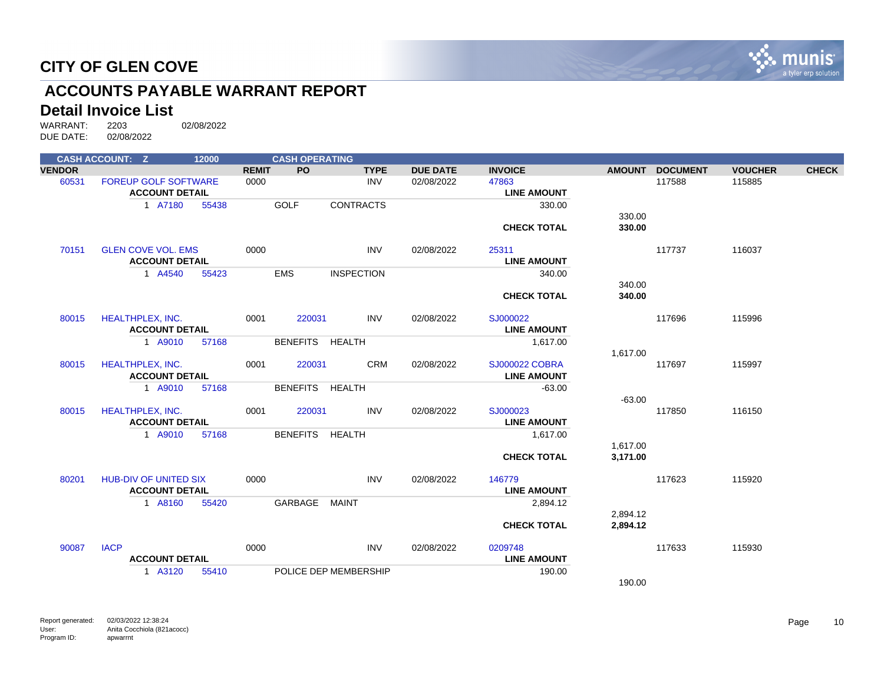# CITY OF GLEN COVE

## ACCOUNTS PAYABLE WARRANT REPORT

### Detail Invoice List

WARRANT: 2203 02/08/2022
DUE DATE: 02/08/2022

| CASH ACCOUNT: Z | | 12000 | | CASH OPERATING | | | | | | | |
|---|---|---|---|---|---|---|---|---|---|---|---|
| **VENDOR** | | | **REMIT** | **PO** | **TYPE** | **DUE DATE** | **INVOICE** | **AMOUNT** | **DOCUMENT** | **VOUCHER** | **CHECK** |
| 60531 | FOREUP GOLF SOFTWARE | | 0000 | | INV | 02/08/2022 | 47863 | | 117588 | 115885 | |
| | **ACCOUNT DETAIL** | | | | | | **LINE AMOUNT** | | | | |
| | 1 A7180 | 55438 | | GOLF | CONTRACTS | | 330.00 | | | | |
| | | | | | | | | 330.00 | | | |
| | | | | | | | **CHECK TOTAL** | **330.00** | | | |
| 70151 | GLEN COVE VOL. EMS | | 0000 | | INV | 02/08/2022 | 25311 | | 117737 | 116037 | |
| | **ACCOUNT DETAIL** | | | | | | **LINE AMOUNT** | | | | |
| | 1 A4540 | 55423 | | EMS | INSPECTION | | 340.00 | | | | |
| | | | | | | | | 340.00 | | | |
| | | | | | | | **CHECK TOTAL** | **340.00** | | | |
| 80015 | HEALTHPLEX, INC. | | 0001 | 220031 | INV | 02/08/2022 | SJ000022 | | 117696 | 115996 | |
| | **ACCOUNT DETAIL** | | | | | | **LINE AMOUNT** | | | | |
| | 1 A9010 | 57168 | | BENEFITS | HEALTH | | 1,617.00 | | | | |
| | | | | | | | | 1,617.00 | | | |
| 80015 | HEALTHPLEX, INC. | | 0001 | 220031 | CRM | 02/08/2022 | SJ000022 COBRA | | 117697 | 115997 | |
| | **ACCOUNT DETAIL** | | | | | | **LINE AMOUNT** | | | | |
| | 1 A9010 | 57168 | | BENEFITS | HEALTH | | -63.00 | | | | |
| | | | | | | | | -63.00 | | | |
| 80015 | HEALTHPLEX, INC. | | 0001 | 220031 | INV | 02/08/2022 | SJ000023 | | 117850 | 116150 | |
| | **ACCOUNT DETAIL** | | | | | | **LINE AMOUNT** | | | | |
| | 1 A9010 | 57168 | | BENEFITS | HEALTH | | 1,617.00 | | | | |
| | | | | | | | | 1,617.00 | | | |
| | | | | | | | **CHECK TOTAL** | **3,171.00** | | | |
| 80201 | HUB-DIV OF UNITED SIX | | 0000 | | INV | 02/08/2022 | 146779 | | 117623 | 115920 | |
| | **ACCOUNT DETAIL** | | | | | | **LINE AMOUNT** | | | | |
| | 1 A8160 | 55420 | | GARBAGE | MAINT | | 2,894.12 | | | | |
| | | | | | | | | 2,894.12 | | | |
| | | | | | | | **CHECK TOTAL** | **2,894.12** | | | |
| 90087 | IACP | | 0000 | | INV | 02/08/2022 | 0209748 | | 117633 | 115930 | |
| | **ACCOUNT DETAIL** | | | | | | **LINE AMOUNT** | | | | |
| | 1 A3120 | 55410 | | POLICE DEP MEMBERSHIP | | | 190.00 | | | | |
| | | | | | | | | 190.00 | | | |

Report generated: 02/03/2022 12:38:24
User: Anita Cocchiola (821acocc)
Program ID: apwarrnt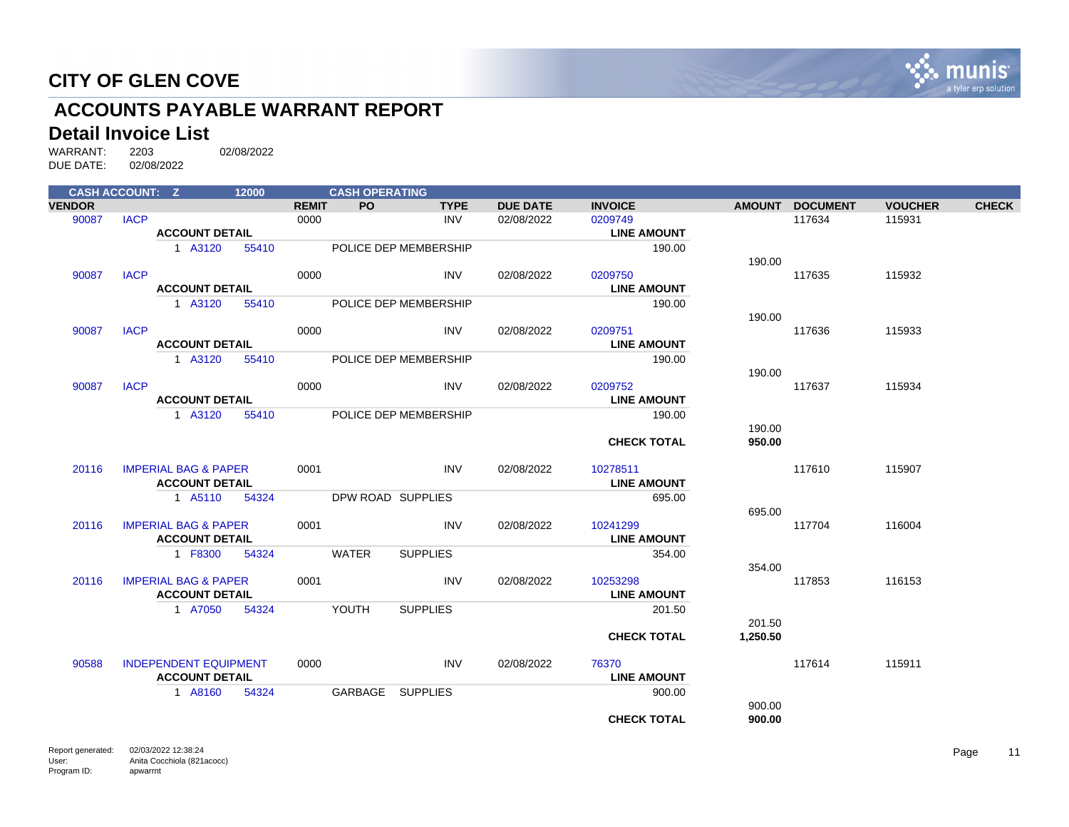# CITY OF GLEN COVE

## ACCOUNTS PAYABLE WARRANT REPORT

### Detail Invoice List

WARRANT: 2203 02/08/2022
DUE DATE: 02/08/2022

| CASH ACCOUNT: Z | | 12000 | | CASH OPERATING | | | | | | | | |
|---|---|---|---|---|---|---|---|---|---|---|---|---|
| **VENDOR** | | | **REMIT** | **PO** | **TYPE** | **DUE DATE** | **INVOICE** | | **AMOUNT** | **DOCUMENT** | **VOUCHER** | **CHECK** |
| 90087 | IACP | | 0000 | | INV | 02/08/2022 | 0209749 | | | 117634 | 115931 | |
| | **ACCOUNT DETAIL** | | | | | | | **LINE AMOUNT** | | | | |
| | 1 A3120 | 55410 | | POLICE DEP MEMBERSHIP | | | | 190.00 | | | | |
| | | | | | | | | | 190.00 | | | |
| 90087 | IACP | | 0000 | | INV | 02/08/2022 | 0209750 | | | 117635 | 115932 | |
| | **ACCOUNT DETAIL** | | | | | | | **LINE AMOUNT** | | | | |
| | 1 A3120 | 55410 | | POLICE DEP MEMBERSHIP | | | | 190.00 | | | | |
| | | | | | | | | | 190.00 | | | |
| 90087 | IACP | | 0000 | | INV | 02/08/2022 | 0209751 | | | 117636 | 115933 | |
| | **ACCOUNT DETAIL** | | | | | | | **LINE AMOUNT** | | | | |
| | 1 A3120 | 55410 | | POLICE DEP MEMBERSHIP | | | | 190.00 | | | | |
| | | | | | | | | | 190.00 | | | |
| 90087 | IACP | | 0000 | | INV | 02/08/2022 | 0209752 | | | 117637 | 115934 | |
| | **ACCOUNT DETAIL** | | | | | | | **LINE AMOUNT** | | | | |
| | 1 A3120 | 55410 | | POLICE DEP MEMBERSHIP | | | | 190.00 | | | | |
| | | | | | | | | | 190.00 | | | |
| | | | | | | | | **CHECK TOTAL** | **950.00** | | | |
| 20116 | IMPERIAL BAG & PAPER | | 0001 | | INV | 02/08/2022 | 10278511 | | | 117610 | 115907 | |
| | **ACCOUNT DETAIL** | | | | | | | **LINE AMOUNT** | | | | |
| | 1 A5110 | 54324 | | DPW ROAD SUPPLIES | | | | 695.00 | | | | |
| | | | | | | | | | 695.00 | | | |
| 20116 | IMPERIAL BAG & PAPER | | 0001 | | INV | 02/08/2022 | 10241299 | | | 117704 | 116004 | |
| | **ACCOUNT DETAIL** | | | | | | | **LINE AMOUNT** | | | | |
| | 1 F8300 | 54324 | | WATER SUPPLIES | | | | 354.00 | | | | |
| | | | | | | | | | 354.00 | | | |
| 20116 | IMPERIAL BAG & PAPER | | 0001 | | INV | 02/08/2022 | 10253298 | | | 117853 | 116153 | |
| | **ACCOUNT DETAIL** | | | | | | | **LINE AMOUNT** | | | | |
| | 1 A7050 | 54324 | | YOUTH SUPPLIES | | | | 201.50 | | | | |
| | | | | | | | | | 201.50 | | | |
| | | | | | | | | **CHECK TOTAL** | **1,250.50** | | | |
| 90588 | INDEPENDENT EQUIPMENT | | 0000 | | INV | 02/08/2022 | 76370 | | | 117614 | 115911 | |
| | **ACCOUNT DETAIL** | | | | | | | **LINE AMOUNT** | | | | |
| | 1 A8160 | 54324 | | GARBAGE SUPPLIES | | | | 900.00 | | | | |
| | | | | | | | | | 900.00 | | | |
| | | | | | | | | **CHECK TOTAL** | **900.00** | | | |

Report generated: 02/03/2022 12:38:24
User: Anita Cocchiola (821acocc)
Program ID: apwarrnt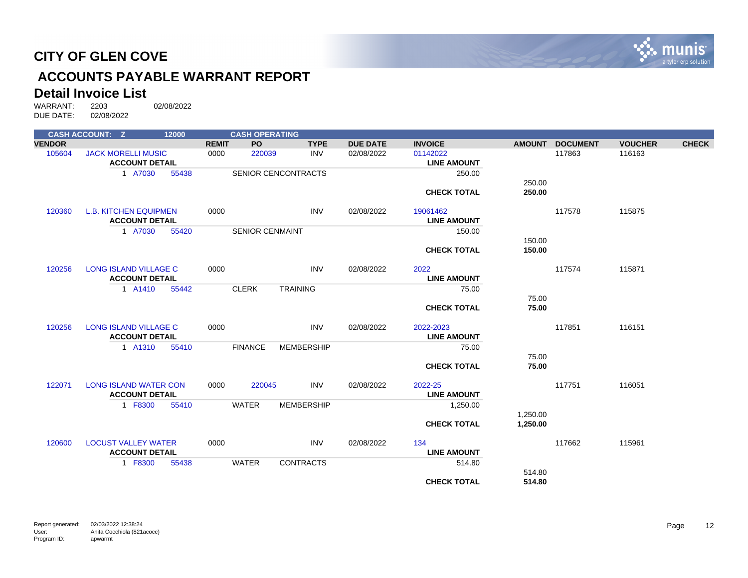# CITY OF GLEN COVE

## ACCOUNTS PAYABLE WARRANT REPORT

### Detail Invoice List

WARRANT: 2203 02/08/2022
DUE DATE: 02/08/2022

**CASH ACCOUNT: Z 12000 CASH OPERATING**

| VENDOR | | REMIT | PO | TYPE | DUE DATE | INVOICE | AMOUNT | DOCUMENT | VOUCHER | CHECK |
|---|---|---|---|---|---|---|---|---|---|---|
| 105604 | JACK MORELLI MUSIC | 0000 | 220039 | INV | 02/08/2022 | 01142022 | | 117863 | 116163 | |
| | **ACCOUNT DETAIL** | | | | | **LINE AMOUNT** | | | | |
| | 1 A7030 55438 | | SENIOR CENCONTRACTS | | | 250.00 | | | | |
| | | | | | | | 250.00 | | | |
| | | | | | | **CHECK TOTAL** | **250.00** | | | |
| 120360 | L.B. KITCHEN EQUIPMEN | 0000 | | INV | 02/08/2022 | 19061462 | | 117578 | 115875 | |
| | **ACCOUNT DETAIL** | | | | | **LINE AMOUNT** | | | | |
| | 1 A7030 55420 | | SENIOR CENMAINT | | | 150.00 | | | | |
| | | | | | | | 150.00 | | | |
| | | | | | | **CHECK TOTAL** | **150.00** | | | |
| 120256 | LONG ISLAND VILLAGE C | 0000 | | INV | 02/08/2022 | 2022 | | 117574 | 115871 | |
| | **ACCOUNT DETAIL** | | | | | **LINE AMOUNT** | | | | |
| | 1 A1410 55442 | | CLERK TRAINING | | | 75.00 | | | | |
| | | | | | | | 75.00 | | | |
| | | | | | | **CHECK TOTAL** | **75.00** | | | |
| 120256 | LONG ISLAND VILLAGE C | 0000 | | INV | 02/08/2022 | 2022-2023 | | 117851 | 116151 | |
| | **ACCOUNT DETAIL** | | | | | **LINE AMOUNT** | | | | |
| | 1 A1310 55410 | | FINANCE MEMBERSHIP | | | 75.00 | | | | |
| | | | | | | | 75.00 | | | |
| | | | | | | **CHECK TOTAL** | **75.00** | | | |
| 122071 | LONG ISLAND WATER CON | 0000 | 220045 | INV | 02/08/2022 | 2022-25 | | 117751 | 116051 | |
| | **ACCOUNT DETAIL** | | | | | **LINE AMOUNT** | | | | |
| | 1 F8300 55410 | | WATER MEMBERSHIP | | | 1,250.00 | | | | |
| | | | | | | | 1,250.00 | | | |
| | | | | | | **CHECK TOTAL** | **1,250.00** | | | |
| 120600 | LOCUST VALLEY WATER | 0000 | | INV | 02/08/2022 | 134 | | 117662 | 115961 | |
| | **ACCOUNT DETAIL** | | | | | **LINE AMOUNT** | | | | |
| | 1 F8300 55438 | | WATER CONTRACTS | | | 514.80 | | | | |
| | | | | | | | 514.80 | | | |
| | | | | | | **CHECK TOTAL** | **514.80** | | | |

Report generated: 02/03/2022 12:38:24
User: Anita Cocchiola (821acocc)
Program ID: apwarrnt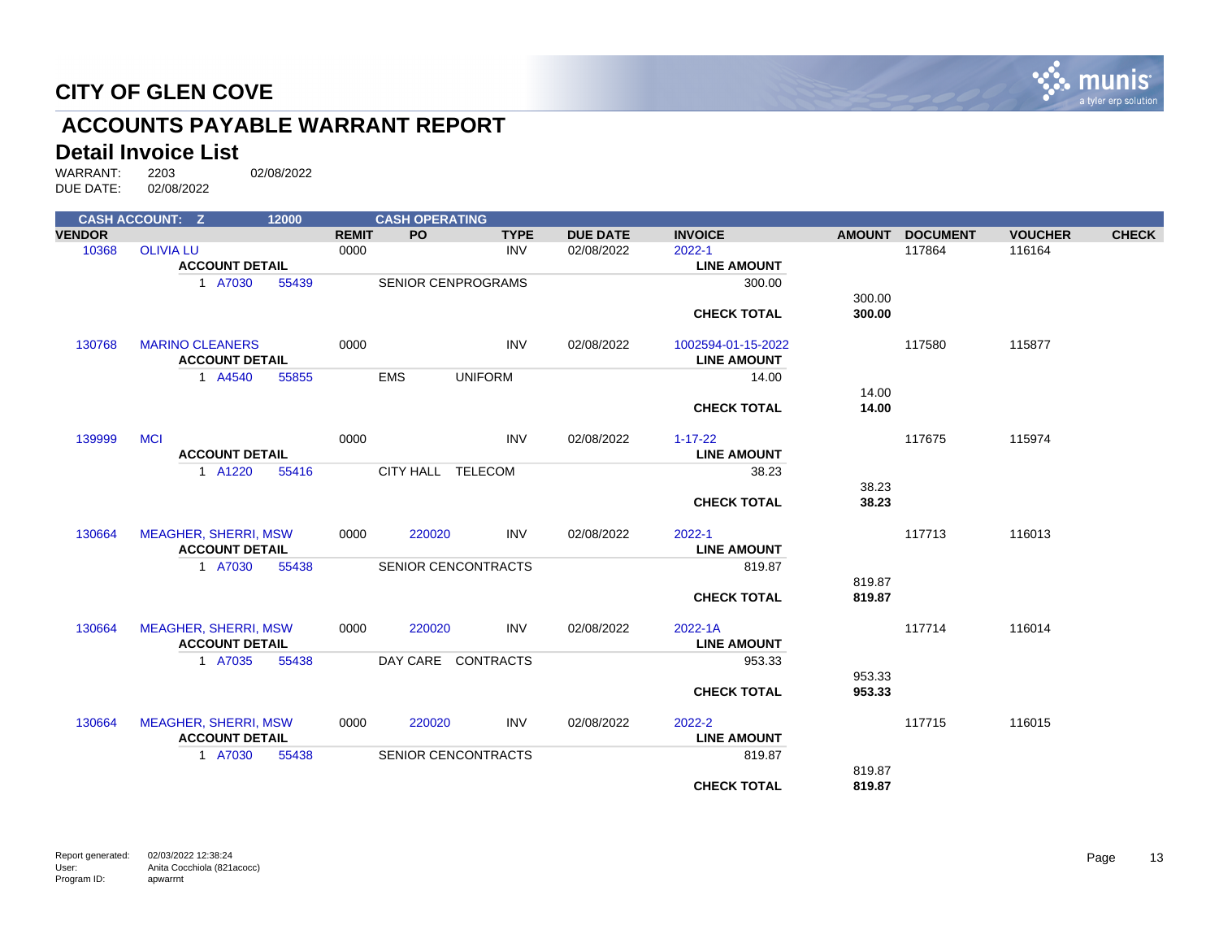# CITY OF GLEN COVE

## ACCOUNTS PAYABLE WARRANT REPORT

### Detail Invoice List

WARRANT: 2203 02/08/2022
DUE DATE: 02/08/2022

**CASH ACCOUNT: Z 12000 CASH OPERATING**

| VENDOR | | REMIT | PO | TYPE | DUE DATE | INVOICE | AMOUNT | DOCUMENT | VOUCHER | CHECK |
|---|---|---|---|---|---|---|---|---|---|---|
| 10368 | OLIVIA LU | 0000 | | INV | 02/08/2022 | 2022-1 | | 117864 | 116164 | |
| | **ACCOUNT DETAIL** | | | | | **LINE AMOUNT** | | | | |
| | 1 A7030 55439 | | SENIOR CENPROGRAMS | | | 300.00 | | | | |
| | | | | | | | 300.00 | | | |
| | | | | | | **CHECK TOTAL** | **300.00** | | | |
| 130768 | MARINO CLEANERS | 0000 | | INV | 02/08/2022 | 1002594-01-15-2022 | | 117580 | 115877 | |
| | **ACCOUNT DETAIL** | | | | | **LINE AMOUNT** | | | | |
| | 1 A4540 55855 | | EMS UNIFORM | | | 14.00 | | | | |
| | | | | | | | 14.00 | | | |
| | | | | | | **CHECK TOTAL** | **14.00** | | | |
| 139999 | MCI | 0000 | | INV | 02/08/2022 | 1-17-22 | | 117675 | 115974 | |
| | **ACCOUNT DETAIL** | | | | | **LINE AMOUNT** | | | | |
| | 1 A1220 55416 | | CITY HALL TELECOM | | | 38.23 | | | | |
| | | | | | | | 38.23 | | | |
| | | | | | | **CHECK TOTAL** | **38.23** | | | |
| 130664 | MEAGHER, SHERRI, MSW | 0000 | 220020 | INV | 02/08/2022 | 2022-1 | | 117713 | 116013 | |
| | **ACCOUNT DETAIL** | | | | | **LINE AMOUNT** | | | | |
| | 1 A7030 55438 | | SENIOR CENCONTRACTS | | | 819.87 | | | | |
| | | | | | | | 819.87 | | | |
| | | | | | | **CHECK TOTAL** | **819.87** | | | |
| 130664 | MEAGHER, SHERRI, MSW | 0000 | 220020 | INV | 02/08/2022 | 2022-1A | | 117714 | 116014 | |
| | **ACCOUNT DETAIL** | | | | | **LINE AMOUNT** | | | | |
| | 1 A7035 55438 | | DAY CARE CONTRACTS | | | 953.33 | | | | |
| | | | | | | | 953.33 | | | |
| | | | | | | **CHECK TOTAL** | **953.33** | | | |
| 130664 | MEAGHER, SHERRI, MSW | 0000 | 220020 | INV | 02/08/2022 | 2022-2 | | 117715 | 116015 | |
| | **ACCOUNT DETAIL** | | | | | **LINE AMOUNT** | | | | |
| | 1 A7030 55438 | | SENIOR CENCONTRACTS | | | 819.87 | | | | |
| | | | | | | | 819.87 | | | |
| | | | | | | **CHECK TOTAL** | **819.87** | | | |

Report generated: 02/03/2022 12:38:24
User: Anita Cocchiola (821acocc)
Program ID: apwarrnt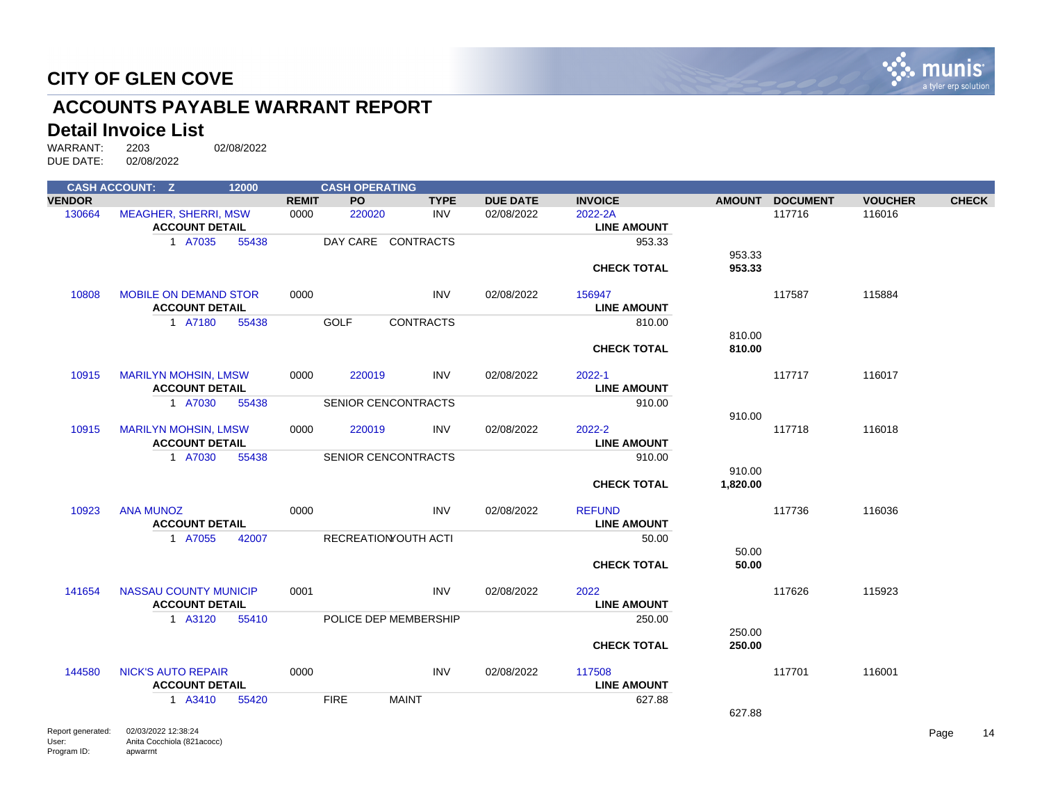# CITY OF GLEN COVE

## ACCOUNTS PAYABLE WARRANT REPORT

### Detail Invoice List

WARRANT: 2203 02/08/2022
DUE DATE: 02/08/2022

| CASH ACCOUNT: Z | 12000 | | CASH OPERATING | | | | | | | |
|---|---|---|---|---|---|---|---|---|---|---|
| **VENDOR** | | **REMIT** | **PO** | **TYPE** | **DUE DATE** | **INVOICE** | **AMOUNT** | **DOCUMENT** | **VOUCHER** | **CHECK** |
| 130664 | MEAGHER, SHERRI, MSW | 0000 | 220020 | INV | 02/08/2022 | 2022-2A | | 117716 | 116016 | |
| | **ACCOUNT DETAIL** | | | | | **LINE AMOUNT** | | | | |
| | 1 A7035 55438 | | DAY CARE | CONTRACTS | | 953.33 | | | | |
| | | | | | | | 953.33 | | | |
| | | | | | | **CHECK TOTAL** | **953.33** | | | |
| 10808 | MOBILE ON DEMAND STOR | 0000 | | INV | 02/08/2022 | 156947 | | 117587 | 115884 | |
| | **ACCOUNT DETAIL** | | | | | **LINE AMOUNT** | | | | |
| | 1 A7180 55438 | | GOLF | CONTRACTS | | 810.00 | | | | |
| | | | | | | | 810.00 | | | |
| | | | | | | **CHECK TOTAL** | **810.00** | | | |
| 10915 | MARILYN MOHSIN, LMSW | 0000 | 220019 | INV | 02/08/2022 | 2022-1 | | 117717 | 116017 | |
| | **ACCOUNT DETAIL** | | | | | **LINE AMOUNT** | | | | |
| | 1 A7030 55438 | | SENIOR CEN | CONTRACTS | | 910.00 | | | | |
| | | | | | | | 910.00 | | | |
| 10915 | MARILYN MOHSIN, LMSW | 0000 | 220019 | INV | 02/08/2022 | 2022-2 | | 117718 | 116018 | |
| | **ACCOUNT DETAIL** | | | | | **LINE AMOUNT** | | | | |
| | 1 A7030 55438 | | SENIOR CEN | CONTRACTS | | 910.00 | | | | |
| | | | | | | | 910.00 | | | |
| | | | | | | **CHECK TOTAL** | **1,820.00** | | | |
| 10923 | ANA MUNOZ | 0000 | | INV | 02/08/2022 | REFUND | | 117736 | 116036 | |
| | **ACCOUNT DETAIL** | | | | | **LINE AMOUNT** | | | | |
| | 1 A7055 42007 | | RECREATION | YOUTH ACTI | | 50.00 | | | | |
| | | | | | | | 50.00 | | | |
| | | | | | | **CHECK TOTAL** | **50.00** | | | |
| 141654 | NASSAU COUNTY MUNICIP | 0001 | | INV | 02/08/2022 | 2022 | | 117626 | 115923 | |
| | **ACCOUNT DETAIL** | | | | | **LINE AMOUNT** | | | | |
| | 1 A3120 55410 | | POLICE DEP | MEMBERSHIP | | 250.00 | | | | |
| | | | | | | | 250.00 | | | |
| | | | | | | **CHECK TOTAL** | **250.00** | | | |
| 144580 | NICK'S AUTO REPAIR | 0000 | | INV | 02/08/2022 | 117508 | | 117701 | 116001 | |
| | **ACCOUNT DETAIL** | | | | | **LINE AMOUNT** | | | | |
| | 1 A3410 55420 | | FIRE | MAINT | | 627.88 | | | | |
| | | | | | | | 627.88 | | | |

Report generated: 02/03/2022 12:38:24
User: Anita Cocchiola (821acocc)
Program ID: apwarrnt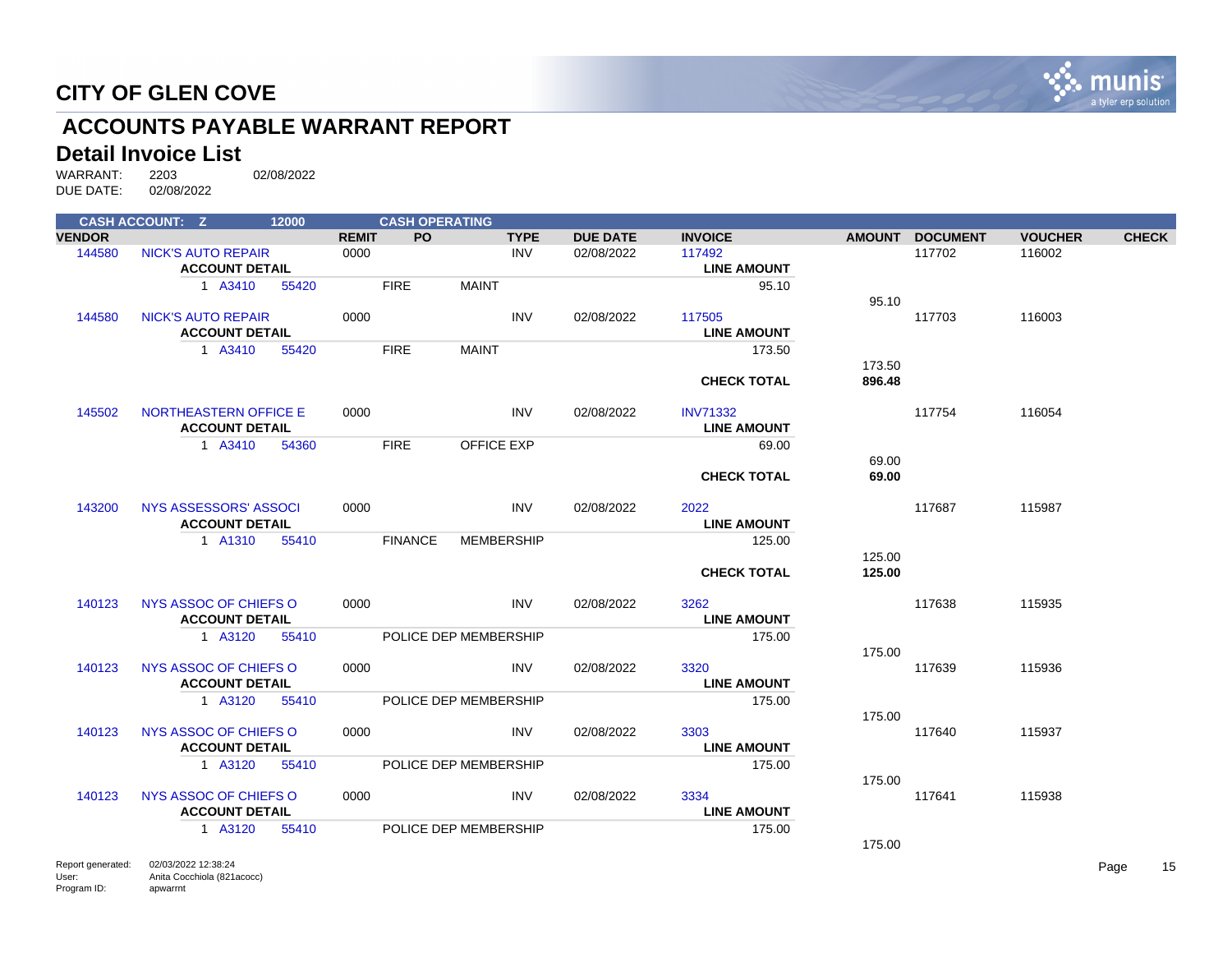# CITY OF GLEN COVE

## ACCOUNTS PAYABLE WARRANT REPORT

### Detail Invoice List

WARRANT: 2203 02/08/2022
DUE DATE: 02/08/2022

**CASH ACCOUNT: Z 12000 CASH OPERATING**

| VENDOR | | REMIT | PO | TYPE | DUE DATE | INVOICE | AMOUNT | DOCUMENT | VOUCHER | CHECK |
|---|---|---|---|---|---|---|---|---|---|---|
| 144580 | NICK'S AUTO REPAIR | 0000 | | INV | 02/08/2022 | 117492 | | 117702 | 116002 | |
| | **ACCOUNT DETAIL** | | | | | **LINE AMOUNT** | | | | |
| | 1 A3410 55420 | | FIRE | MAINT | | 95.10 | | | | |
| | | | | | | | 95.10 | | | |
| 144580 | NICK'S AUTO REPAIR | 0000 | | INV | 02/08/2022 | 117505 | | 117703 | 116003 | |
| | **ACCOUNT DETAIL** | | | | | **LINE AMOUNT** | | | | |
| | 1 A3410 55420 | | FIRE | MAINT | | 173.50 | | | | |
| | | | | | | | 173.50 | | | |
| | | | | | | **CHECK TOTAL** | **896.48** | | | |
| 145502 | NORTHEASTERN OFFICE E | 0000 | | INV | 02/08/2022 | INV71332 | | 117754 | 116054 | |
| | **ACCOUNT DETAIL** | | | | | **LINE AMOUNT** | | | | |
| | 1 A3410 54360 | | FIRE | OFFICE EXP | | 69.00 | | | | |
| | | | | | | | 69.00 | | | |
| | | | | | | **CHECK TOTAL** | **69.00** | | | |
| 143200 | NYS ASSESSORS' ASSOCI | 0000 | | INV | 02/08/2022 | 2022 | | 117687 | 115987 | |
| | **ACCOUNT DETAIL** | | | | | **LINE AMOUNT** | | | | |
| | 1 A1310 55410 | | FINANCE | MEMBERSHIP | | 125.00 | | | | |
| | | | | | | | 125.00 | | | |
| | | | | | | **CHECK TOTAL** | **125.00** | | | |
| 140123 | NYS ASSOC OF CHIEFS O | 0000 | | INV | 02/08/2022 | 3262 | | 117638 | 115935 | |
| | **ACCOUNT DETAIL** | | | | | **LINE AMOUNT** | | | | |
| | 1 A3120 55410 | | POLICE DEP | MEMBERSHIP | | 175.00 | | | | |
| | | | | | | | 175.00 | | | |
| 140123 | NYS ASSOC OF CHIEFS O | 0000 | | INV | 02/08/2022 | 3320 | | 117639 | 115936 | |
| | **ACCOUNT DETAIL** | | | | | **LINE AMOUNT** | | | | |
| | 1 A3120 55410 | | POLICE DEP | MEMBERSHIP | | 175.00 | | | | |
| | | | | | | | 175.00 | | | |
| 140123 | NYS ASSOC OF CHIEFS O | 0000 | | INV | 02/08/2022 | 3303 | | 117640 | 115937 | |
| | **ACCOUNT DETAIL** | | | | | **LINE AMOUNT** | | | | |
| | 1 A3120 55410 | | POLICE DEP | MEMBERSHIP | | 175.00 | | | | |
| | | | | | | | 175.00 | | | |
| 140123 | NYS ASSOC OF CHIEFS O | 0000 | | INV | 02/08/2022 | 3334 | | 117641 | 115938 | |
| | **ACCOUNT DETAIL** | | | | | **LINE AMOUNT** | | | | |
| | 1 A3120 55410 | | POLICE DEP | MEMBERSHIP | | 175.00 | | | | |
| | | | | | | | 175.00 | | | |

Report generated: 02/03/2022 12:38:24
User: Anita Cocchiola (821acocc)
Program ID: apwarrnt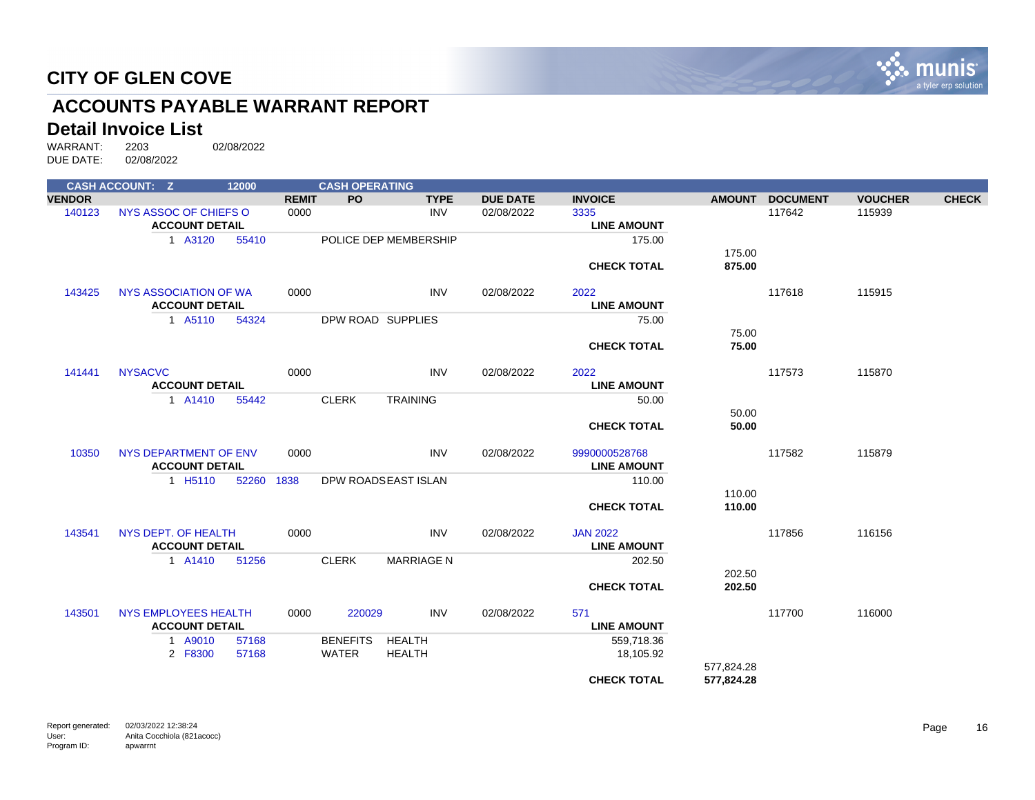# CITY OF GLEN COVE

## ACCOUNTS PAYABLE WARRANT REPORT

### Detail Invoice List

WARRANT: 2203 02/08/2022
DUE DATE: 02/08/2022

**CASH ACCOUNT: Z 12000 CASH OPERATING**

| VENDOR | | REMIT | PO | TYPE | DUE DATE | INVOICE | AMOUNT | DOCUMENT | VOUCHER | CHECK |
|---|---|---|---|---|---|---|---|---|---|---|
| 140123 | NYS ASSOC OF CHIEFS O | 0000 | | INV | 02/08/2022 | 3335 | | 117642 | 115939 | |
| | **ACCOUNT DETAIL** | | | | | **LINE AMOUNT** | | | | |
| | 1 A3120 55410 | | POLICE DEP MEMBERSHIP | | | 175.00 | | | | |
| | | | | | | | 175.00 | | | |
| | | | | | | **CHECK TOTAL** | **875.00** | | | |
| 143425 | NYS ASSOCIATION OF WA | 0000 | | INV | 02/08/2022 | 2022 | | 117618 | 115915 | |
| | **ACCOUNT DETAIL** | | | | | **LINE AMOUNT** | | | | |
| | 1 A5110 54324 | | DPW ROAD SUPPLIES | | | 75.00 | | | | |
| | | | | | | | 75.00 | | | |
| | | | | | | **CHECK TOTAL** | **75.00** | | | |
| 141441 | NYSACVC | 0000 | | INV | 02/08/2022 | 2022 | | 117573 | 115870 | |
| | **ACCOUNT DETAIL** | | | | | **LINE AMOUNT** | | | | |
| | 1 A1410 55442 | | CLERK TRAINING | | | 50.00 | | | | |
| | | | | | | | 50.00 | | | |
| | | | | | | **CHECK TOTAL** | **50.00** | | | |
| 10350 | NYS DEPARTMENT OF ENV | 0000 | | INV | 02/08/2022 | 9990000528768 | | 117582 | 115879 | |
| | **ACCOUNT DETAIL** | | | | | **LINE AMOUNT** | | | | |
| | 1 H5110 52260 1838 | | DPW ROADS EAST ISLAN | | | 110.00 | | | | |
| | | | | | | | 110.00 | | | |
| | | | | | | **CHECK TOTAL** | **110.00** | | | |
| 143541 | NYS DEPT. OF HEALTH | 0000 | | INV | 02/08/2022 | JAN 2022 | | 117856 | 116156 | |
| | **ACCOUNT DETAIL** | | | | | **LINE AMOUNT** | | | | |
| | 1 A1410 51256 | | CLERK MARRIAGE N | | | 202.50 | | | | |
| | | | | | | | 202.50 | | | |
| | | | | | | **CHECK TOTAL** | **202.50** | | | |
| 143501 | NYS EMPLOYEES HEALTH | 0000 | 220029 | INV | 02/08/2022 | 571 | | 117700 | 116000 | |
| | **ACCOUNT DETAIL** | | | | | **LINE AMOUNT** | | | | |
| | 1 A9010 57168 | | BENEFITS HEALTH | | | 559,718.36 | | | | |
| | 2 F8300 57168 | | WATER HEALTH | | | 18,105.92 | | | | |
| | | | | | | | 577,824.28 | | | |
| | | | | | | **CHECK TOTAL** | **577,824.28** | | | |

Report generated: 02/03/2022 12:38:24
User: Anita Cocchiola (821acocc)
Program ID: apwarrnt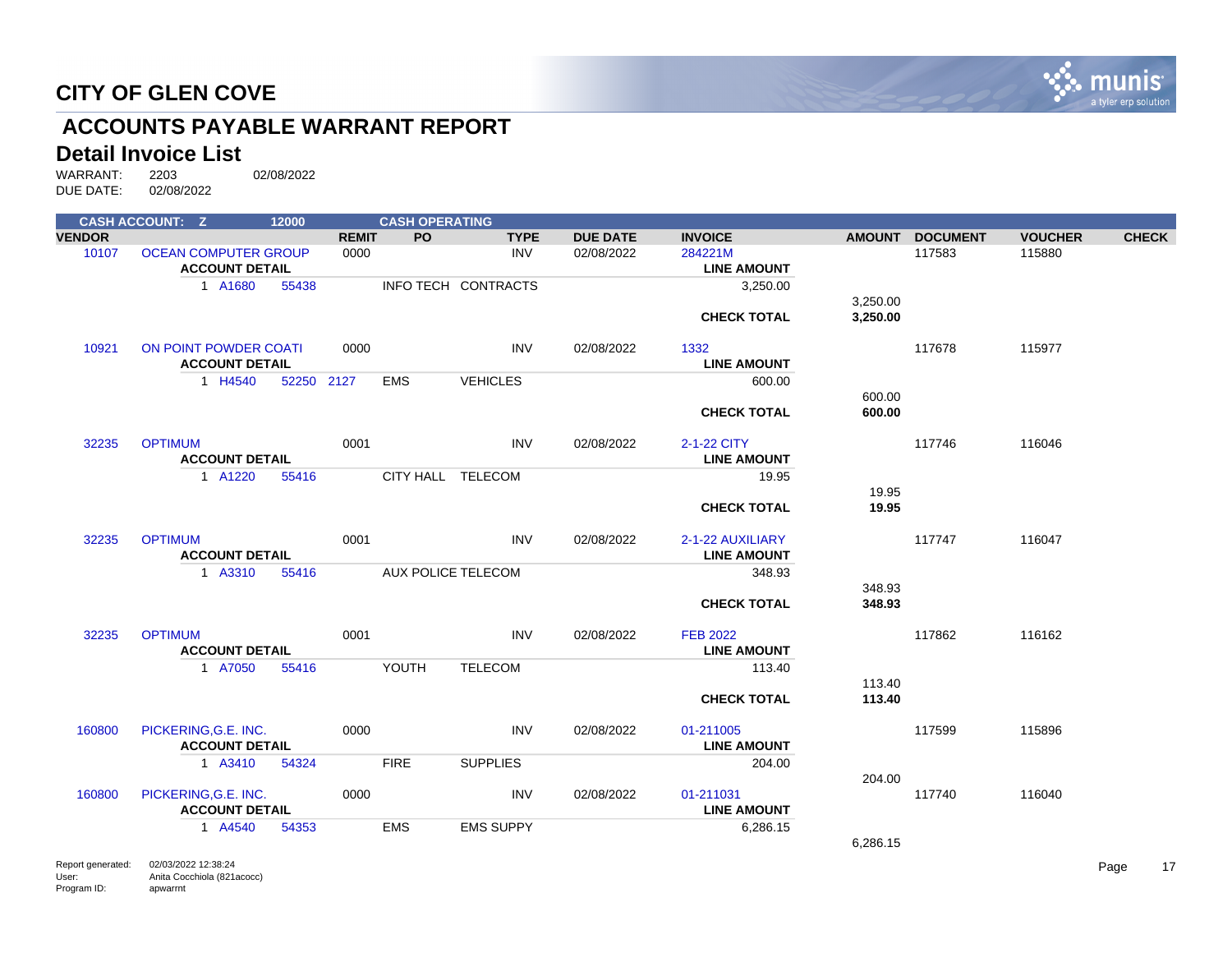# CITY OF GLEN COVE

## ACCOUNTS PAYABLE WARRANT REPORT

### Detail Invoice List

WARRANT: 2203 02/08/2022
DUE DATE: 02/08/2022

**CASH ACCOUNT: Z 12000 CASH OPERATING**

| VENDOR | | REMIT | PO | TYPE | DUE DATE | INVOICE | AMOUNT | DOCUMENT | VOUCHER | CHECK |
|---|---|---|---|---|---|---|---|---|---|---|
| 10107 | OCEAN COMPUTER GROUP | 0000 | | INV | 02/08/2022 | 284221M | | 117583 | 115880 | |
| | **ACCOUNT DETAIL** | | | | | **LINE AMOUNT** | | | | |
| | 1 A1680 55438 | | INFO TECH | CONTRACTS | | 3,250.00 | | | | |
| | | | | | | | 3,250.00 | | | |
| | | | | | | **CHECK TOTAL** | **3,250.00** | | | |
| 10921 | ON POINT POWDER COATI | 0000 | | INV | 02/08/2022 | 1332 | | 117678 | 115977 | |
| | **ACCOUNT DETAIL** | | | | | **LINE AMOUNT** | | | | |
| | 1 H4540 52250 | | 2127 EMS | VEHICLES | | 600.00 | | | | |
| | | | | | | | 600.00 | | | |
| | | | | | | **CHECK TOTAL** | **600.00** | | | |
| 32235 | OPTIMUM | 0001 | | INV | 02/08/2022 | 2-1-22 CITY | | 117746 | 116046 | |
| | **ACCOUNT DETAIL** | | | | | **LINE AMOUNT** | | | | |
| | 1 A1220 55416 | | CITY HALL | TELECOM | | 19.95 | | | | |
| | | | | | | | 19.95 | | | |
| | | | | | | **CHECK TOTAL** | **19.95** | | | |
| 32235 | OPTIMUM | 0001 | | INV | 02/08/2022 | 2-1-22 AUXILIARY | | 117747 | 116047 | |
| | **ACCOUNT DETAIL** | | | | | **LINE AMOUNT** | | | | |
| | 1 A3310 55416 | | AUX POLICE | TELECOM | | 348.93 | | | | |
| | | | | | | | 348.93 | | | |
| | | | | | | **CHECK TOTAL** | **348.93** | | | |
| 32235 | OPTIMUM | 0001 | | INV | 02/08/2022 | FEB 2022 | | 117862 | 116162 | |
| | **ACCOUNT DETAIL** | | | | | **LINE AMOUNT** | | | | |
| | 1 A7050 55416 | | YOUTH | TELECOM | | 113.40 | | | | |
| | | | | | | | 113.40 | | | |
| | | | | | | **CHECK TOTAL** | **113.40** | | | |
| 160800 | PICKERING,G.E. INC. | 0000 | | INV | 02/08/2022 | 01-211005 | | 117599 | 115896 | |
| | **ACCOUNT DETAIL** | | | | | **LINE AMOUNT** | | | | |
| | 1 A3410 54324 | | FIRE | SUPPLIES | | 204.00 | | | | |
| | | | | | | | 204.00 | | | |
| 160800 | PICKERING,G.E. INC. | 0000 | | INV | 02/08/2022 | 01-211031 | | 117740 | 116040 | |
| | **ACCOUNT DETAIL** | | | | | **LINE AMOUNT** | | | | |
| | 1 A4540 54353 | | EMS | EMS SUPPY | | 6,286.15 | | | | |
| | | | | | | | 6,286.15 | | | |

Report generated: 02/03/2022 12:38:24
User: Anita Cocchiola (821acocc)
Program ID: apwarrnt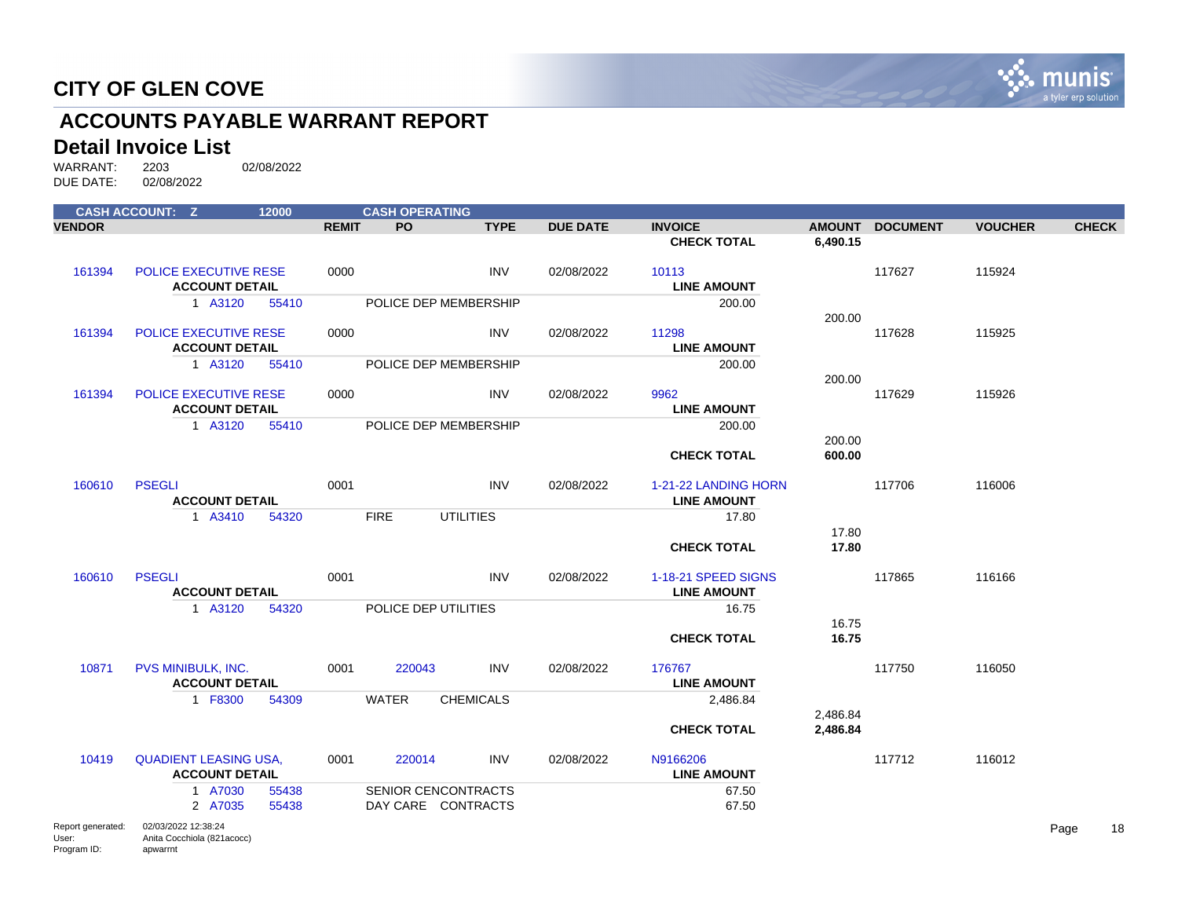# CITY OF GLEN COVE

## ACCOUNTS PAYABLE WARRANT REPORT

### Detail Invoice List

WARRANT: 2203 02/08/2022
DUE DATE: 02/08/2022

CASH ACCOUNT: Z 12000 CASH OPERATING

| VENDOR | | REMIT | PO | TYPE | DUE DATE | INVOICE | AMOUNT | DOCUMENT | VOUCHER | CHECK |
|---|---|---|---|---|---|---|---|---|---|---|
| | | | | | | CHECK TOTAL | 6,490.15 | | | |
| 161394 | POLICE EXECUTIVE RESE | 0000 | | INV | 02/08/2022 | 10113 | | 117627 | 115924 | |
| | ACCOUNT DETAIL | | | | | LINE AMOUNT | | | | |
| | 1 A3120 55410 | | POLICE DEP MEMBERSHIP | | | 200.00 | | | | |
| | | | | | | | 200.00 | | | |
| 161394 | POLICE EXECUTIVE RESE | 0000 | | INV | 02/08/2022 | 11298 | | 117628 | 115925 | |
| | ACCOUNT DETAIL | | | | | LINE AMOUNT | | | | |
| | 1 A3120 55410 | | POLICE DEP MEMBERSHIP | | | 200.00 | | | | |
| | | | | | | | 200.00 | | | |
| 161394 | POLICE EXECUTIVE RESE | 0000 | | INV | 02/08/2022 | 9962 | | 117629 | 115926 | |
| | ACCOUNT DETAIL | | | | | LINE AMOUNT | | | | |
| | 1 A3120 55410 | | POLICE DEP MEMBERSHIP | | | 200.00 | | | | |
| | | | | | | | 200.00 | | | |
| | | | | | | CHECK TOTAL | 600.00 | | | |
| 160610 | PSEGLI | 0001 | | INV | 02/08/2022 | 1-21-22 LANDING HORN | | 117706 | 116006 | |
| | ACCOUNT DETAIL | | | | | LINE AMOUNT | | | | |
| | 1 A3410 54320 | | FIRE UTILITIES | | | 17.80 | | | | |
| | | | | | | | 17.80 | | | |
| | | | | | | CHECK TOTAL | 17.80 | | | |
| 160610 | PSEGLI | 0001 | | INV | 02/08/2022 | 1-18-21 SPEED SIGNS | | 117865 | 116166 | |
| | ACCOUNT DETAIL | | | | | LINE AMOUNT | | | | |
| | 1 A3120 54320 | | POLICE DEP UTILITIES | | | 16.75 | | | | |
| | | | | | | | 16.75 | | | |
| | | | | | | CHECK TOTAL | 16.75 | | | |
| 10871 | PVS MINIBULK, INC. | 0001 | 220043 | INV | 02/08/2022 | 176767 | | 117750 | 116050 | |
| | ACCOUNT DETAIL | | | | | LINE AMOUNT | | | | |
| | 1 F8300 54309 | | WATER CHEMICALS | | | 2,486.84 | | | | |
| | | | | | | | 2,486.84 | | | |
| | | | | | | CHECK TOTAL | 2,486.84 | | | |
| 10419 | QUADIENT LEASING USA, | 0001 | 220014 | INV | 02/08/2022 | N9166206 | | 117712 | 116012 | |
| | ACCOUNT DETAIL | | | | | LINE AMOUNT | | | | |
| | 1 A7030 55438 | | SENIOR CENCONTRACTS | | | 67.50 | | | | |
| | 2 A7035 55438 | | DAY CARE CONTRACTS | | | 67.50 | | | | |

Report generated: 02/03/2022 12:38:24
User: Anita Cocchiola (821acocc)
Program ID: apwarrnt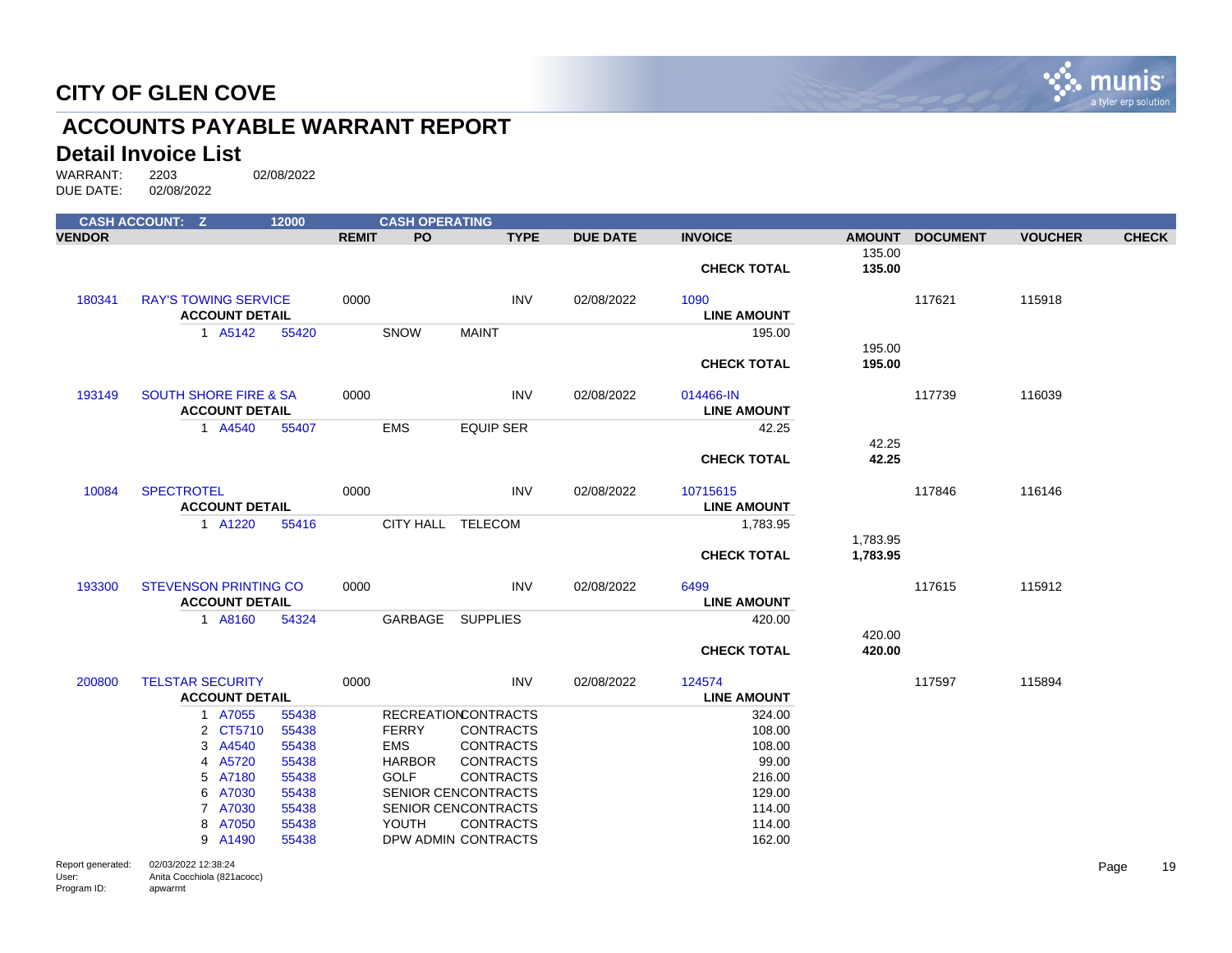# CITY OF GLEN COVE

## ACCOUNTS PAYABLE WARRANT REPORT

### Detail Invoice List

WARRANT: 2203 02/08/2022
DUE DATE: 02/08/2022

CASH ACCOUNT: Z 12000 CASH OPERATING

| VENDOR | | REMIT | PO | TYPE | DUE DATE | INVOICE | AMOUNT | DOCUMENT | VOUCHER | CHECK |
|---|---|---|---|---|---|---|---|---|---|---|
| | | | | | | | 135.00 | | | |
| | | | | | | CHECK TOTAL | **135.00** | | | |
| 180341 | RAY'S TOWING SERVICE | 0000 | | INV | 02/08/2022 | 1090 | | 117621 | 115918 | |
| | ACCOUNT DETAIL | | | | | LINE AMOUNT | | | | |
| | 1 A5142 55420 | | SNOW | MAINT | | 195.00 | | | | |
| | | | | | | | 195.00 | | | |
| | | | | | | CHECK TOTAL | **195.00** | | | |
| 193149 | SOUTH SHORE FIRE & SA | 0000 | | INV | 02/08/2022 | 014466-IN | | 117739 | 116039 | |
| | ACCOUNT DETAIL | | | | | LINE AMOUNT | | | | |
| | 1 A4540 55407 | | EMS | EQUIP SER | | 42.25 | | | | |
| | | | | | | | 42.25 | | | |
| | | | | | | CHECK TOTAL | **42.25** | | | |
| 10084 | SPECTROTEL | 0000 | | INV | 02/08/2022 | 10715615 | | 117846 | 116146 | |
| | ACCOUNT DETAIL | | | | | LINE AMOUNT | | | | |
| | 1 A1220 55416 | | CITY HALL | TELECOM | | 1,783.95 | | | | |
| | | | | | | | 1,783.95 | | | |
| | | | | | | CHECK TOTAL | **1,783.95** | | | |
| 193300 | STEVENSON PRINTING CO | 0000 | | INV | 02/08/2022 | 6499 | | 117615 | 115912 | |
| | ACCOUNT DETAIL | | | | | LINE AMOUNT | | | | |
| | 1 A8160 54324 | | GARBAGE | SUPPLIES | | 420.00 | | | | |
| | | | | | | | 420.00 | | | |
| | | | | | | CHECK TOTAL | **420.00** | | | |
| 200800 | TELSTAR SECURITY | 0000 | | INV | 02/08/2022 | 124574 | | 117597 | 115894 | |
| | ACCOUNT DETAIL | | | | | LINE AMOUNT | | | | |
| | 1 A7055 55438 | | RECREATION | CONTRACTS | | 324.00 | | | | |
| | 2 CT5710 55438 | | FERRY | CONTRACTS | | 108.00 | | | | |
| | 3 A4540 55438 | | EMS | CONTRACTS | | 108.00 | | | | |
| | 4 A5720 55438 | | HARBOR | CONTRACTS | | 99.00 | | | | |
| | 5 A7180 55438 | | GOLF | CONTRACTS | | 216.00 | | | | |
| | 6 A7030 55438 | | SENIOR CEN | CONTRACTS | | 129.00 | | | | |
| | 7 A7030 55438 | | SENIOR CEN | CONTRACTS | | 114.00 | | | | |
| | 8 A7050 55438 | | YOUTH | CONTRACTS | | 114.00 | | | | |
| | 9 A1490 55438 | | DPW ADMIN | CONTRACTS | | 162.00 | | | | |

Report generated: 02/03/2022 12:38:24
User: Anita Cocchiola (821acocc)
Program ID: apwarrnt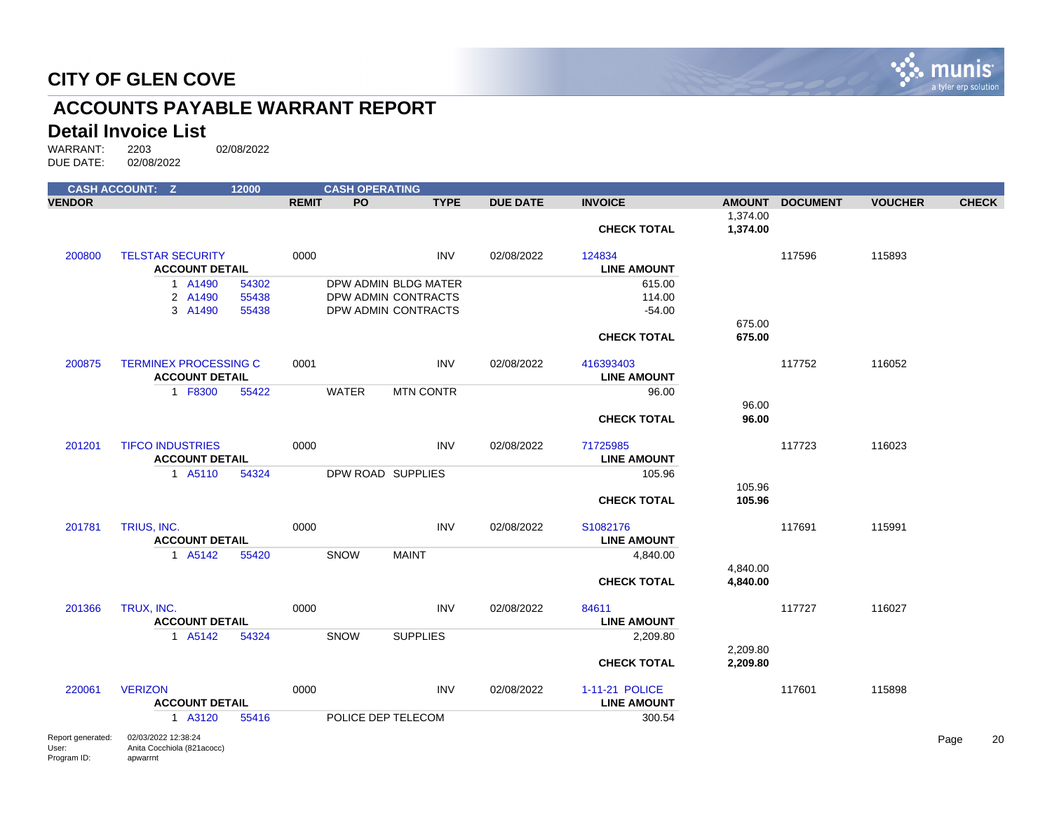# CITY OF GLEN COVE

## ACCOUNTS PAYABLE WARRANT REPORT

### Detail Invoice List

WARRANT: 2203 02/08/2022
DUE DATE: 02/08/2022

**CASH ACCOUNT: Z 12000 CASH OPERATING**

| VENDOR | | REMIT | PO | TYPE | DUE DATE | INVOICE | AMOUNT | DOCUMENT | VOUCHER | CHECK |
|---|---|---|---|---|---|---|---|---|---|---|
| | | | | | | | 1,374.00 | | | |
| | | | | | | **CHECK TOTAL** | **1,374.00** | | | |
| 200800 | TELSTAR SECURITY | 0000 | | INV | 02/08/2022 | 124834 | | 117596 | 115893 | |
| | **ACCOUNT DETAIL** | | | | | **LINE AMOUNT** | | | | |
| | 1 A1490 54302 | | DPW ADMIN BLDG MATER | | | 615.00 | | | | |
| | 2 A1490 55438 | | DPW ADMIN CONTRACTS | | | 114.00 | | | | |
| | 3 A1490 55438 | | DPW ADMIN CONTRACTS | | | -54.00 | | | | |
| | | | | | | | 675.00 | | | |
| | | | | | | **CHECK TOTAL** | **675.00** | | | |
| 200875 | TERMINEX PROCESSING C | 0001 | | INV | 02/08/2022 | 416393403 | | 117752 | 116052 | |
| | **ACCOUNT DETAIL** | | | | | **LINE AMOUNT** | | | | |
| | 1 F8300 55422 | | WATER MTN CONTR | | | 96.00 | | | | |
| | | | | | | | 96.00 | | | |
| | | | | | | **CHECK TOTAL** | **96.00** | | | |
| 201201 | TIFCO INDUSTRIES | 0000 | | INV | 02/08/2022 | 71725985 | | 117723 | 116023 | |
| | **ACCOUNT DETAIL** | | | | | **LINE AMOUNT** | | | | |
| | 1 A5110 54324 | | DPW ROAD SUPPLIES | | | 105.96 | | | | |
| | | | | | | | 105.96 | | | |
| | | | | | | **CHECK TOTAL** | **105.96** | | | |
| 201781 | TRIUS, INC. | 0000 | | INV | 02/08/2022 | S1082176 | | 117691 | 115991 | |
| | **ACCOUNT DETAIL** | | | | | **LINE AMOUNT** | | | | |
| | 1 A5142 55420 | | SNOW MAINT | | | 4,840.00 | | | | |
| | | | | | | | 4,840.00 | | | |
| | | | | | | **CHECK TOTAL** | **4,840.00** | | | |
| 201366 | TRUX, INC. | 0000 | | INV | 02/08/2022 | 84611 | | 117727 | 116027 | |
| | **ACCOUNT DETAIL** | | | | | **LINE AMOUNT** | | | | |
| | 1 A5142 54324 | | SNOW SUPPLIES | | | 2,209.80 | | | | |
| | | | | | | | 2,209.80 | | | |
| | | | | | | **CHECK TOTAL** | **2,209.80** | | | |
| 220061 | VERIZON | 0000 | | INV | 02/08/2022 | 1-11-21 POLICE | | 117601 | 115898 | |
| | **ACCOUNT DETAIL** | | | | | **LINE AMOUNT** | | | | |
| | 1 A3120 55416 | | POLICE DEP TELECOM | | | 300.54 | | | | |

Report generated: 02/03/2022 12:38:24
User: Anita Cocchiola (821acocc)
Program ID: apwarrnt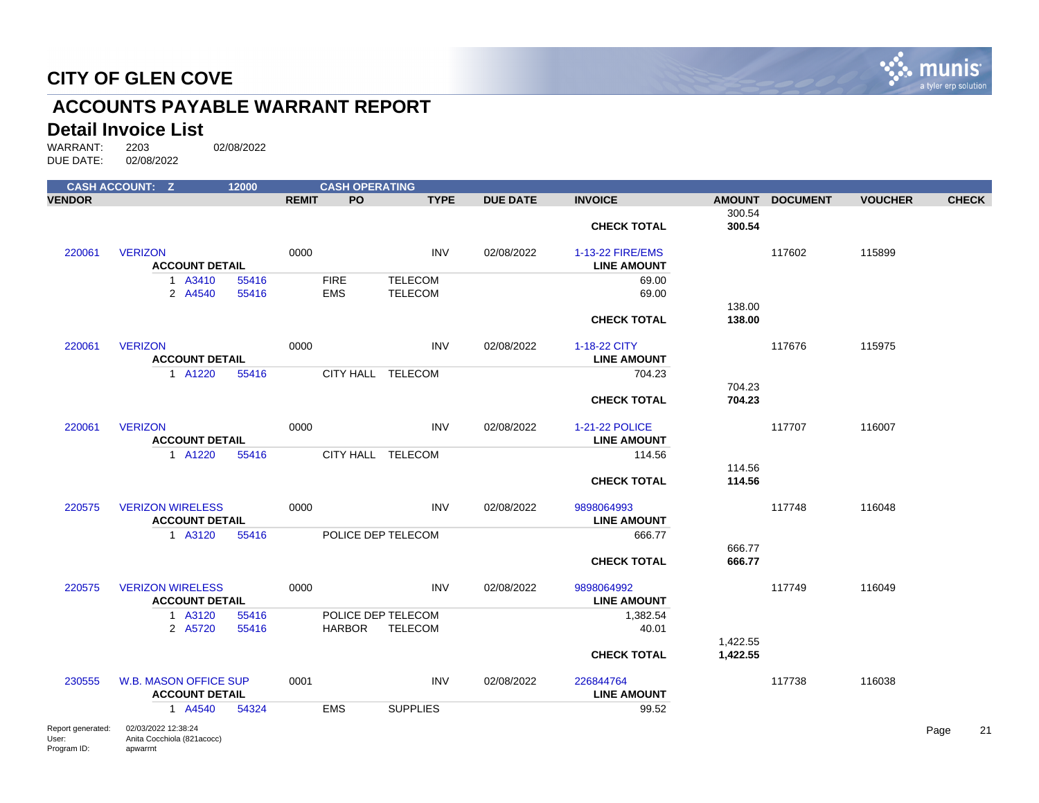# CITY OF GLEN COVE

## ACCOUNTS PAYABLE WARRANT REPORT

### Detail Invoice List

WARRANT: 2203 02/08/2022
DUE DATE: 02/08/2022

CASH ACCOUNT: Z 12000 CASH OPERATING

| VENDOR | | REMIT | PO | TYPE | DUE DATE | INVOICE | AMOUNT | DOCUMENT | VOUCHER | CHECK |
|---|---|---|---|---|---|---|---|---|---|---|
| | | | | | | | 300.54 | | | |
| | | | | | | CHECK TOTAL | **300.54** | | | |
| 220061 | VERIZON | 0000 | | INV | 02/08/2022 | 1-13-22 FIRE/EMS | | 117602 | 115899 | |
| | ACCOUNT DETAIL | | | | | LINE AMOUNT | | | | |
| | 1 A3410 55416 | | FIRE | TELECOM | | 69.00 | | | | |
| | 2 A4540 55416 | | EMS | TELECOM | | 69.00 | | | | |
| | | | | | | | 138.00 | | | |
| | | | | | | CHECK TOTAL | **138.00** | | | |
| 220061 | VERIZON | 0000 | | INV | 02/08/2022 | 1-18-22 CITY | | 117676 | 115975 | |
| | ACCOUNT DETAIL | | | | | LINE AMOUNT | | | | |
| | 1 A1220 55416 | | CITY HALL | TELECOM | | 704.23 | | | | |
| | | | | | | | 704.23 | | | |
| | | | | | | CHECK TOTAL | **704.23** | | | |
| 220061 | VERIZON | 0000 | | INV | 02/08/2022 | 1-21-22 POLICE | | 117707 | 116007 | |
| | ACCOUNT DETAIL | | | | | LINE AMOUNT | | | | |
| | 1 A1220 55416 | | CITY HALL | TELECOM | | 114.56 | | | | |
| | | | | | | | 114.56 | | | |
| | | | | | | CHECK TOTAL | **114.56** | | | |
| 220575 | VERIZON WIRELESS | 0000 | | INV | 02/08/2022 | 9898064993 | | 117748 | 116048 | |
| | ACCOUNT DETAIL | | | | | LINE AMOUNT | | | | |
| | 1 A3120 55416 | | POLICE DEP | TELECOM | | 666.77 | | | | |
| | | | | | | | 666.77 | | | |
| | | | | | | CHECK TOTAL | **666.77** | | | |
| 220575 | VERIZON WIRELESS | 0000 | | INV | 02/08/2022 | 9898064992 | | 117749 | 116049 | |
| | ACCOUNT DETAIL | | | | | LINE AMOUNT | | | | |
| | 1 A3120 55416 | | POLICE DEP | TELECOM | | 1,382.54 | | | | |
| | 2 A5720 55416 | | HARBOR | TELECOM | | 40.01 | | | | |
| | | | | | | | 1,422.55 | | | |
| | | | | | | CHECK TOTAL | **1,422.55** | | | |
| 230555 | W.B. MASON OFFICE SUP | 0001 | | INV | 02/08/2022 | 226844764 | | 117738 | 116038 | |
| | ACCOUNT DETAIL | | | | | LINE AMOUNT | | | | |
| | 1 A4540 54324 | | EMS | SUPPLIES | | 99.52 | | | | |

Report generated: 02/03/2022 12:38:24
User: Anita Cocchiola (821acocc)
Program ID: apwarrnt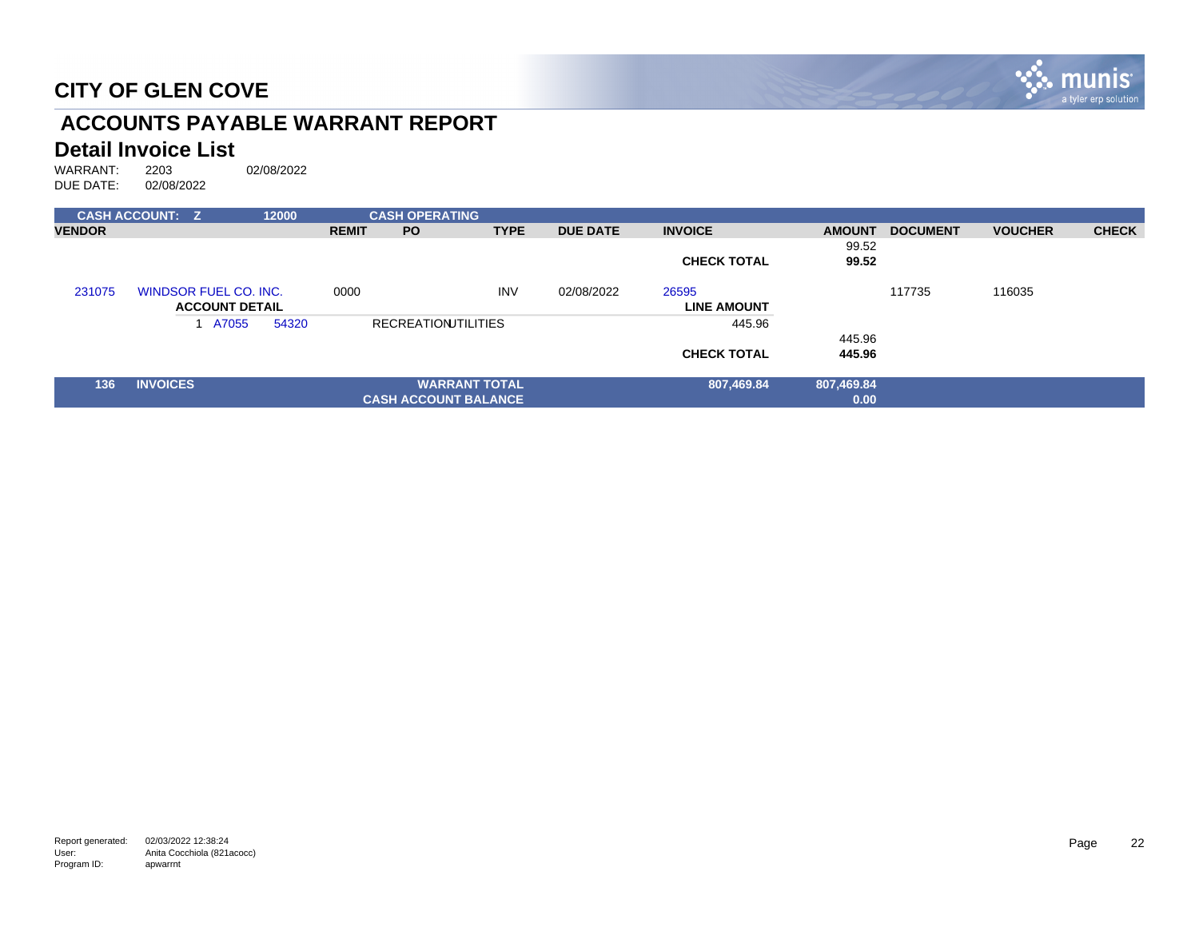# CITY OF GLEN COVE

## ACCOUNTS PAYABLE WARRANT REPORT

### Detail Invoice List

WARRANT: 2203 02/08/2022
DUE DATE: 02/08/2022

| CASH ACCOUNT: Z | | 12000 | | CASH OPERATING | | | | | | | | |
|---|---|---|---|---|---|---|---|---|---|---|---|---|
| **VENDOR** | | | **REMIT** | **PO** | **TYPE** | **DUE DATE** | **INVOICE** | | **AMOUNT** | **DOCUMENT** | **VOUCHER** | **CHECK** |
| | | | | | | | | | 99.52 | | | |
| | | | | | | | **CHECK TOTAL** | | **99.52** | | | |
| 231075 | WINDSOR FUEL CO. INC. | | 0000 | | INV | 02/08/2022 | 26595 | | | 117735 | 116035 | |
| | **ACCOUNT DETAIL** | | | | | | **LINE AMOUNT** | | | | | |
| | 1 A7055 | 54320 | | RECREATION UTILITIES | | | 445.96 | | | | | |
| | | | | | | | | | 445.96 | | | |
| | | | | | | | **CHECK TOTAL** | | **445.96** | | | |
| **136** | **INVOICES** | | | **WARRANT TOTAL** | | | **807,469.84** | | **807,469.84** | | | |
| | | | | **CASH ACCOUNT BALANCE** | | | | | **0.00** | | | |

Report generated: 02/03/2022 12:38:24
User: Anita Cocchiola (821acocc)
Program ID: apwarrnt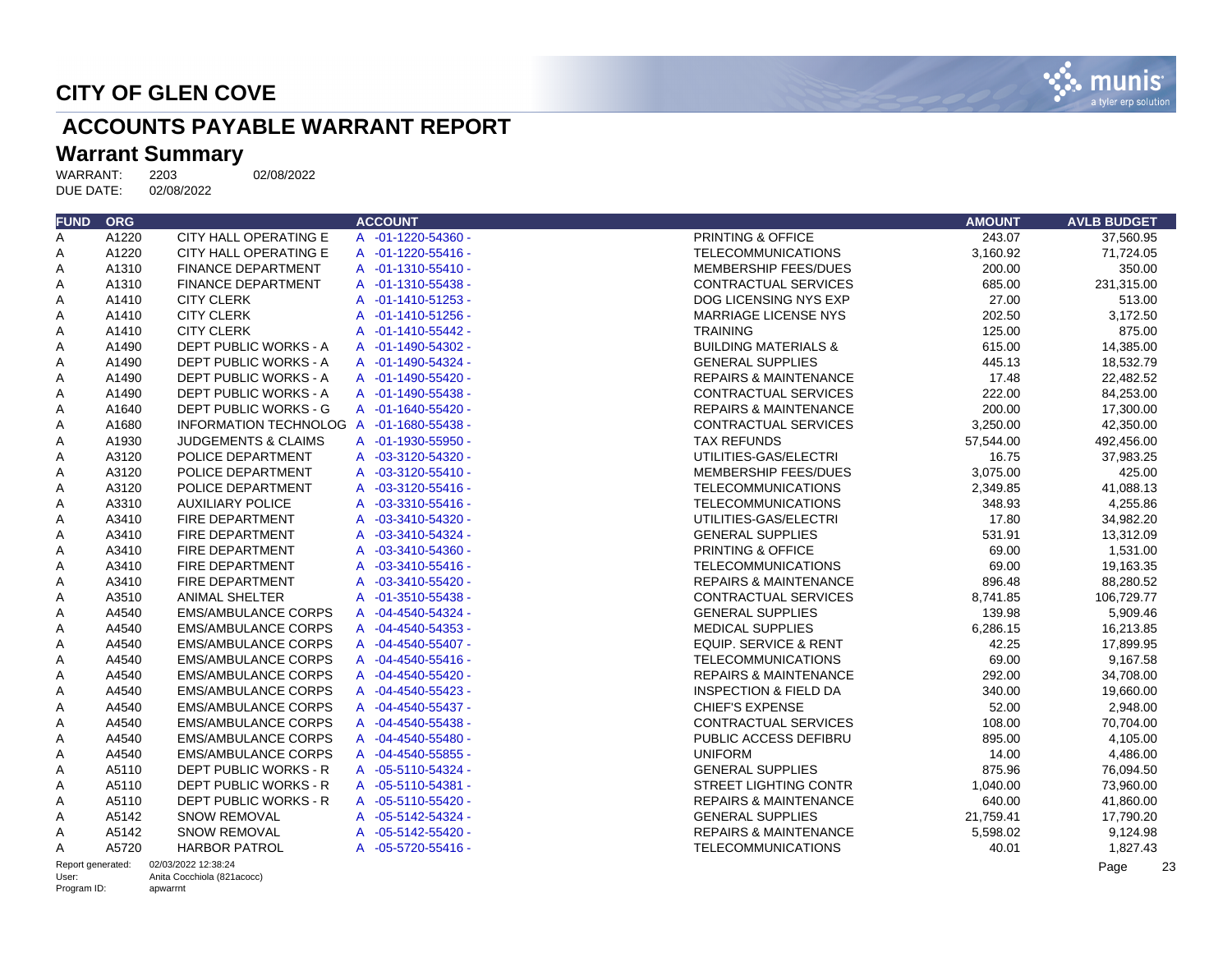## CITY OF GLEN COVE

# ACCOUNTS PAYABLE WARRANT REPORT

## Warrant Summary

WARRANT: 2203 02/08/2022
DUE DATE: 02/08/2022

| FUND | ORG | | ACCOUNT | | AMOUNT | AVLB BUDGET |
|---|---|---|---|---|---|---|
| A | A1220 | CITY HALL OPERATING E | A -01-1220-54360 - | PRINTING & OFFICE | 243.07 | 37,560.95 |
| A | A1220 | CITY HALL OPERATING E | A -01-1220-55416 - | TELECOMMUNICATIONS | 3,160.92 | 71,724.05 |
| A | A1310 | FINANCE DEPARTMENT | A -01-1310-55410 - | MEMBERSHIP FEES/DUES | 200.00 | 350.00 |
| A | A1310 | FINANCE DEPARTMENT | A -01-1310-55438 - | CONTRACTUAL SERVICES | 685.00 | 231,315.00 |
| A | A1410 | CITY CLERK | A -01-1410-51253 - | DOG LICENSING NYS EXP | 27.00 | 513.00 |
| A | A1410 | CITY CLERK | A -01-1410-51256 - | MARRIAGE LICENSE NYS | 202.50 | 3,172.50 |
| A | A1410 | CITY CLERK | A -01-1410-55442 - | TRAINING | 125.00 | 875.00 |
| A | A1490 | DEPT PUBLIC WORKS - A | A -01-1490-54302 - | BUILDING MATERIALS & | 615.00 | 14,385.00 |
| A | A1490 | DEPT PUBLIC WORKS - A | A -01-1490-54324 - | GENERAL SUPPLIES | 445.13 | 18,532.79 |
| A | A1490 | DEPT PUBLIC WORKS - A | A -01-1490-55420 - | REPAIRS & MAINTENANCE | 17.48 | 22,482.52 |
| A | A1490 | DEPT PUBLIC WORKS - A | A -01-1490-55438 - | CONTRACTUAL SERVICES | 222.00 | 84,253.00 |
| A | A1640 | DEPT PUBLIC WORKS - G | A -01-1640-55420 - | REPAIRS & MAINTENANCE | 200.00 | 17,300.00 |
| A | A1680 | INFORMATION TECHNOLOG | A -01-1680-55438 - | CONTRACTUAL SERVICES | 3,250.00 | 42,350.00 |
| A | A1930 | JUDGEMENTS & CLAIMS | A -01-1930-55950 - | TAX REFUNDS | 57,544.00 | 492,456.00 |
| A | A3120 | POLICE DEPARTMENT | A -03-3120-54320 - | UTILITIES-GAS/ELECTRI | 16.75 | 37,983.25 |
| A | A3120 | POLICE DEPARTMENT | A -03-3120-55410 - | MEMBERSHIP FEES/DUES | 3,075.00 | 425.00 |
| A | A3120 | POLICE DEPARTMENT | A -03-3120-55416 - | TELECOMMUNICATIONS | 2,349.85 | 41,088.13 |
| A | A3310 | AUXILIARY POLICE | A -03-3310-55416 - | TELECOMMUNICATIONS | 348.93 | 4,255.86 |
| A | A3410 | FIRE DEPARTMENT | A -03-3410-54320 - | UTILITIES-GAS/ELECTRI | 17.80 | 34,982.20 |
| A | A3410 | FIRE DEPARTMENT | A -03-3410-54324 - | GENERAL SUPPLIES | 531.91 | 13,312.09 |
| A | A3410 | FIRE DEPARTMENT | A -03-3410-54360 - | PRINTING & OFFICE | 69.00 | 1,531.00 |
| A | A3410 | FIRE DEPARTMENT | A -03-3410-55416 - | TELECOMMUNICATIONS | 69.00 | 19,163.35 |
| A | A3410 | FIRE DEPARTMENT | A -03-3410-55420 - | REPAIRS & MAINTENANCE | 896.48 | 88,280.52 |
| A | A3510 | ANIMAL SHELTER | A -01-3510-55438 - | CONTRACTUAL SERVICES | 8,741.85 | 106,729.77 |
| A | A4540 | EMS/AMBULANCE CORPS | A -04-4540-54324 - | GENERAL SUPPLIES | 139.98 | 5,909.46 |
| A | A4540 | EMS/AMBULANCE CORPS | A -04-4540-54353 - | MEDICAL SUPPLIES | 6,286.15 | 16,213.85 |
| A | A4540 | EMS/AMBULANCE CORPS | A -04-4540-55407 - | EQUIP. SERVICE & RENT | 42.25 | 17,899.95 |
| A | A4540 | EMS/AMBULANCE CORPS | A -04-4540-55416 - | TELECOMMUNICATIONS | 69.00 | 9,167.58 |
| A | A4540 | EMS/AMBULANCE CORPS | A -04-4540-55420 - | REPAIRS & MAINTENANCE | 292.00 | 34,708.00 |
| A | A4540 | EMS/AMBULANCE CORPS | A -04-4540-55423 - | INSPECTION & FIELD DA | 340.00 | 19,660.00 |
| A | A4540 | EMS/AMBULANCE CORPS | A -04-4540-55437 - | CHIEF'S EXPENSE | 52.00 | 2,948.00 |
| A | A4540 | EMS/AMBULANCE CORPS | A -04-4540-55438 - | CONTRACTUAL SERVICES | 108.00 | 70,704.00 |
| A | A4540 | EMS/AMBULANCE CORPS | A -04-4540-55480 - | PUBLIC ACCESS DEFIBRU | 895.00 | 4,105.00 |
| A | A4540 | EMS/AMBULANCE CORPS | A -04-4540-55855 - | UNIFORM | 14.00 | 4,486.00 |
| A | A5110 | DEPT PUBLIC WORKS - R | A -05-5110-54324 - | GENERAL SUPPLIES | 875.96 | 76,094.50 |
| A | A5110 | DEPT PUBLIC WORKS - R | A -05-5110-54381 - | STREET LIGHTING CONTR | 1,040.00 | 73,960.00 |
| A | A5110 | DEPT PUBLIC WORKS - R | A -05-5110-55420 - | REPAIRS & MAINTENANCE | 640.00 | 41,860.00 |
| A | A5142 | SNOW REMOVAL | A -05-5142-54324 - | GENERAL SUPPLIES | 21,759.41 | 17,790.20 |
| A | A5142 | SNOW REMOVAL | A -05-5142-55420 - | REPAIRS & MAINTENANCE | 5,598.02 | 9,124.98 |
| A | A5720 | HARBOR PATROL | A -05-5720-55416 - | TELECOMMUNICATIONS | 40.01 | 1,827.43 |

Report generated: 02/03/2022 12:38:24
User: Anita Cocchiola (821acocc)
Program ID: apwarrnt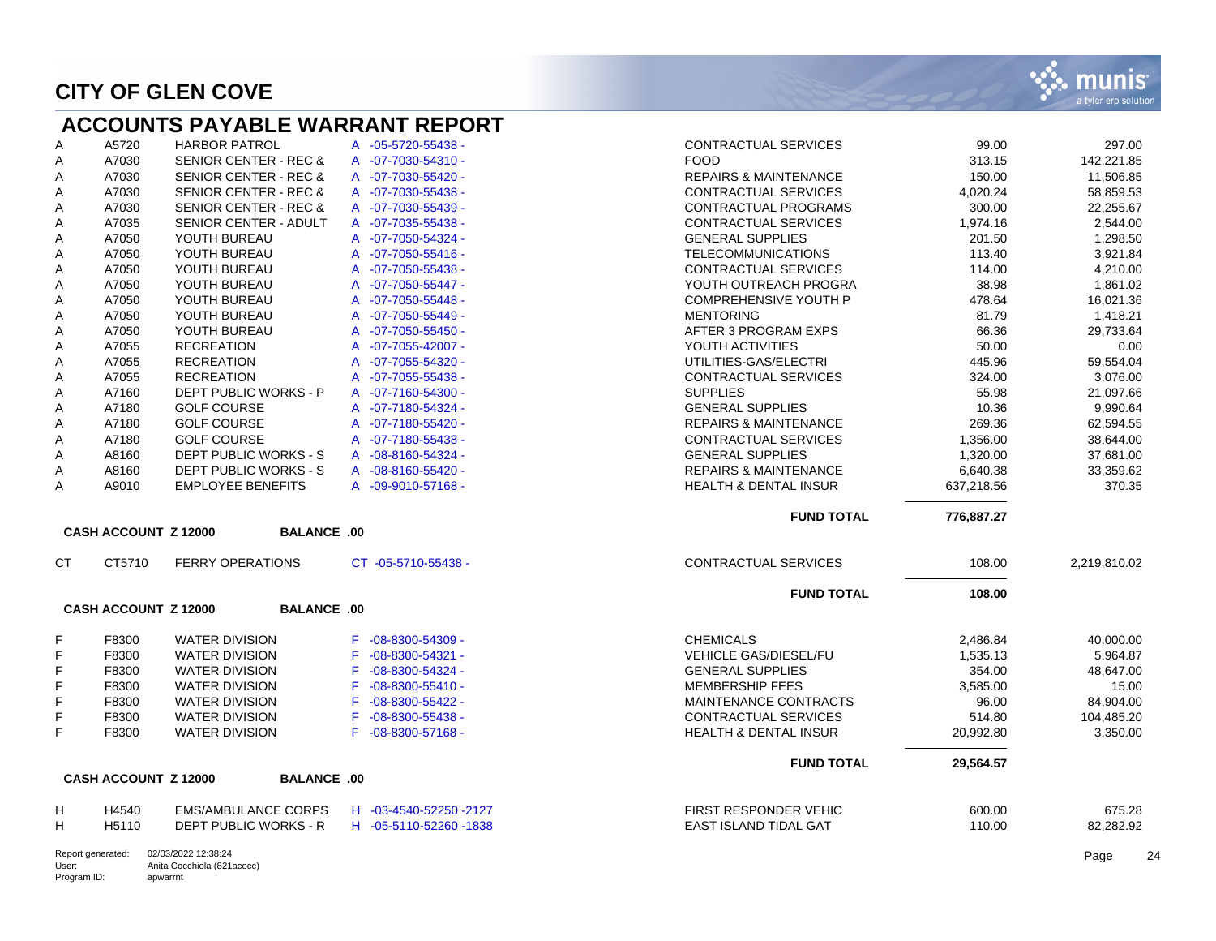# CITY OF GLEN COVE

## ACCOUNTS PAYABLE WARRANT REPORT

| | | | | | | |
|---|---|---|---|---|---|---|
| A | A5720 | HARBOR PATROL | A -05-5720-55438 - | CONTRACTUAL SERVICES | 99.00 | 297.00 |
| A | A7030 | SENIOR CENTER - REC & | A -07-7030-54310 - | FOOD | 313.15 | 142,221.85 |
| A | A7030 | SENIOR CENTER - REC & | A -07-7030-55420 - | REPAIRS & MAINTENANCE | 150.00 | 11,506.85 |
| A | A7030 | SENIOR CENTER - REC & | A -07-7030-55438 - | CONTRACTUAL SERVICES | 4,020.24 | 58,859.53 |
| A | A7030 | SENIOR CENTER - REC & | A -07-7030-55439 - | CONTRACTUAL PROGRAMS | 300.00 | 22,255.67 |
| A | A7035 | SENIOR CENTER - ADULT | A -07-7035-55438 - | CONTRACTUAL SERVICES | 1,974.16 | 2,544.00 |
| A | A7050 | YOUTH BUREAU | A -07-7050-54324 - | GENERAL SUPPLIES | 201.50 | 1,298.50 |
| A | A7050 | YOUTH BUREAU | A -07-7050-55416 - | TELECOMMUNICATIONS | 113.40 | 3,921.84 |
| A | A7050 | YOUTH BUREAU | A -07-7050-55438 - | CONTRACTUAL SERVICES | 114.00 | 4,210.00 |
| A | A7050 | YOUTH BUREAU | A -07-7050-55447 - | YOUTH OUTREACH PROGRA | 38.98 | 1,861.02 |
| A | A7050 | YOUTH BUREAU | A -07-7050-55448 - | COMPREHENSIVE YOUTH P | 478.64 | 16,021.36 |
| A | A7050 | YOUTH BUREAU | A -07-7050-55449 - | MENTORING | 81.79 | 1,418.21 |
| A | A7050 | YOUTH BUREAU | A -07-7050-55450 - | AFTER 3 PROGRAM EXPS | 66.36 | 29,733.64 |
| A | A7055 | RECREATION | A -07-7055-42007 - | YOUTH ACTIVITIES | 50.00 | 0.00 |
| A | A7055 | RECREATION | A -07-7055-54320 - | UTILITIES-GAS/ELECTRI | 445.96 | 59,554.04 |
| A | A7055 | RECREATION | A -07-7055-55438 - | CONTRACTUAL SERVICES | 324.00 | 3,076.00 |
| A | A7160 | DEPT PUBLIC WORKS - P | A -07-7160-54300 - | SUPPLIES | 55.98 | 21,097.66 |
| A | A7180 | GOLF COURSE | A -07-7180-54324 - | GENERAL SUPPLIES | 10.36 | 9,990.64 |
| A | A7180 | GOLF COURSE | A -07-7180-55420 - | REPAIRS & MAINTENANCE | 269.36 | 62,594.55 |
| A | A7180 | GOLF COURSE | A -07-7180-55438 - | CONTRACTUAL SERVICES | 1,356.00 | 38,644.00 |
| A | A8160 | DEPT PUBLIC WORKS - S | A -08-8160-54324 - | GENERAL SUPPLIES | 1,320.00 | 37,681.00 |
| A | A8160 | DEPT PUBLIC WORKS - S | A -08-8160-55420 - | REPAIRS & MAINTENANCE | 6,640.38 | 33,359.62 |
| A | A9010 | EMPLOYEE BENEFITS | A -09-9010-57168 - | HEALTH & DENTAL INSUR | 637,218.56 | 370.35 |
| | | | | **FUND TOTAL** | **776,887.27** | |

**CASH ACCOUNT Z 12000 BALANCE .00**

| | | | | | | |
|---|---|---|---|---|---|---|
| CT | CT5710 | FERRY OPERATIONS | CT -05-5710-55438 - | CONTRACTUAL SERVICES | 108.00 | 2,219,810.02 |
| | | | | **FUND TOTAL** | **108.00** | |

**CASH ACCOUNT Z 12000 BALANCE .00**

| | | | | | | |
|---|---|---|---|---|---|---|
| F | F8300 | WATER DIVISION | F -08-8300-54309 - | CHEMICALS | 2,486.84 | 40,000.00 |
| F | F8300 | WATER DIVISION | F -08-8300-54321 - | VEHICLE GAS/DIESEL/FU | 1,535.13 | 5,964.87 |
| F | F8300 | WATER DIVISION | F -08-8300-54324 - | GENERAL SUPPLIES | 354.00 | 48,647.00 |
| F | F8300 | WATER DIVISION | F -08-8300-55410 - | MEMBERSHIP FEES | 3,585.00 | 15.00 |
| F | F8300 | WATER DIVISION | F -08-8300-55422 - | MAINTENANCE CONTRACTS | 96.00 | 84,904.00 |
| F | F8300 | WATER DIVISION | F -08-8300-55438 - | CONTRACTUAL SERVICES | 514.80 | 104,485.20 |
| F | F8300 | WATER DIVISION | F -08-8300-57168 - | HEALTH & DENTAL INSUR | 20,992.80 | 3,350.00 |
| | | | | **FUND TOTAL** | **29,564.57** | |

**CASH ACCOUNT Z 12000 BALANCE .00**

| | | | | | | |
|---|---|---|---|---|---|---|
| H | H4540 | EMS/AMBULANCE CORPS | H -03-4540-52250 -2127 | FIRST RESPONDER VEHIC | 600.00 | 675.28 |
| H | H5110 | DEPT PUBLIC WORKS - R | H -05-5110-52260 -1838 | EAST ISLAND TIDAL GAT | 110.00 | 82,282.92 |

Report generated: 02/03/2022 12:38:24
User: Anita Cocchiola (821acocc)
Program ID: apwarrnt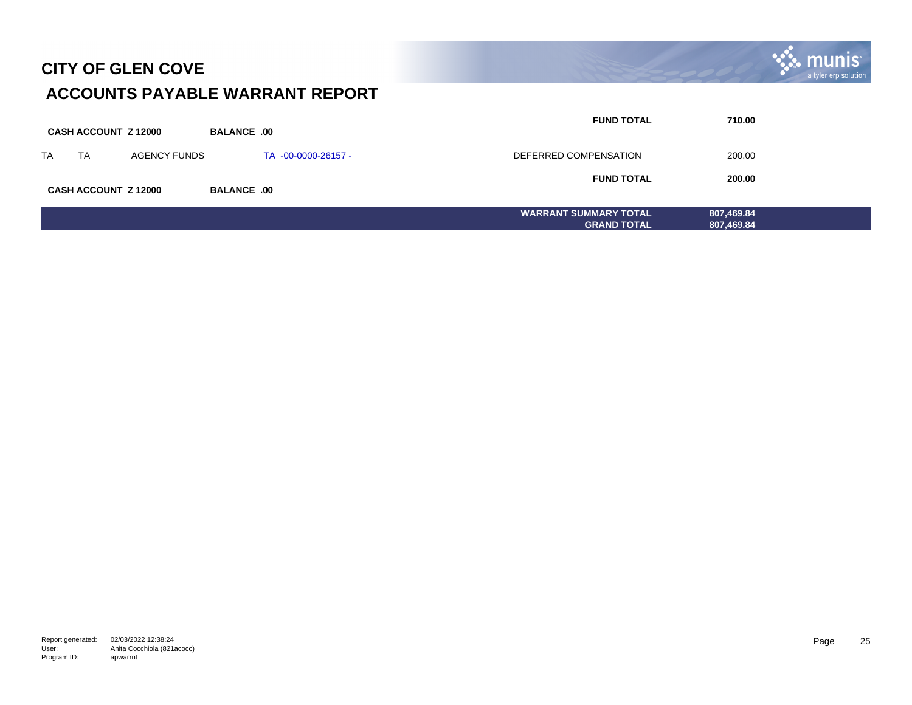# CITY OF GLEN COVE

## ACCOUNTS PAYABLE WARRANT REPORT

| | | | | | |
|---|---|---|---|---|---|
| | | | | **FUND TOTAL** | **710.00** |
| **CASH ACCOUNT Z 12000** | | **BALANCE .00** | | | |
| TA | TA | AGENCY FUNDS | TA -00-0000-26157 - | DEFERRED COMPENSATION | 200.00 |
| | | | | **FUND TOTAL** | **200.00** |
| **CASH ACCOUNT Z 12000** | | **BALANCE .00** | | | |
| | | | | **WARRANT SUMMARY TOTAL** | **807,469.84** |
| | | | | **GRAND TOTAL** | **807,469.84** |

Report generated: 02/03/2022 12:38:24
User: Anita Cocchiola (821acocc)
Program ID: apwarrnt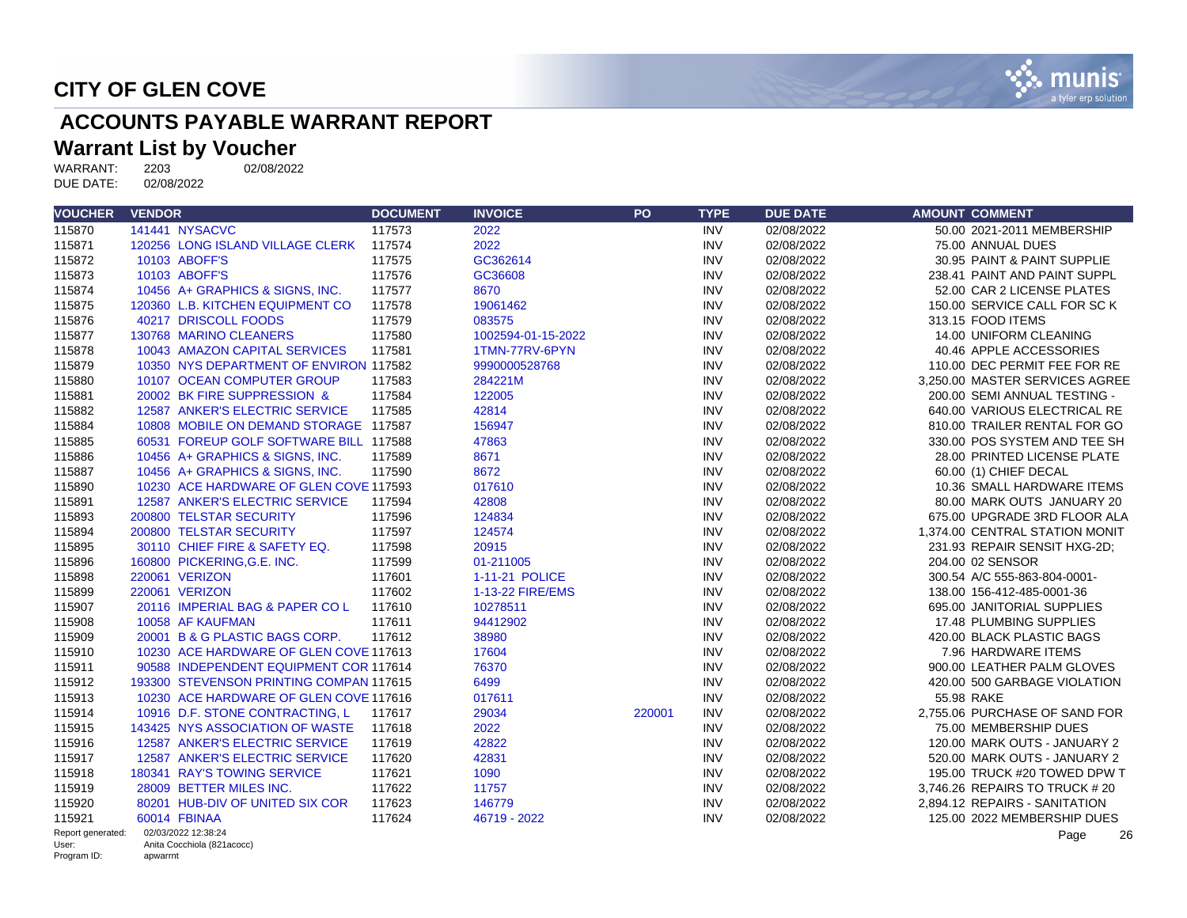# CITY OF GLEN COVE

## ACCOUNTS PAYABLE WARRANT REPORT

### Warrant List by Voucher

WARRANT: 2203 02/08/2022
DUE DATE: 02/08/2022

| VOUCHER | VENDOR | DOCUMENT | INVOICE | PO | TYPE | DUE DATE | AMOUNT | COMMENT |
|---|---|---|---|---|---|---|---|---|
| 115870 | 141441 NYSACVC | 117573 | 2022 | | INV | 02/08/2022 | 50.00 | 2021-2011 MEMBERSHIP |
| 115871 | 120256 LONG ISLAND VILLAGE CLERK | 117574 | 2022 | | INV | 02/08/2022 | 75.00 | ANNUAL DUES |
| 115872 | 10103 ABOFF'S | 117575 | GC362614 | | INV | 02/08/2022 | 30.95 | PAINT & PAINT SUPPLIE |
| 115873 | 10103 ABOFF'S | 117576 | GC36608 | | INV | 02/08/2022 | 238.41 | PAINT AND PAINT SUPPL |
| 115874 | 10456 A+ GRAPHICS & SIGNS, INC. | 117577 | 8670 | | INV | 02/08/2022 | 52.00 | CAR 2 LICENSE PLATES |
| 115875 | 120360 L.B. KITCHEN EQUIPMENT CO | 117578 | 19061462 | | INV | 02/08/2022 | 150.00 | SERVICE CALL FOR SC K |
| 115876 | 40217 DRISCOLL FOODS | 117579 | 083575 | | INV | 02/08/2022 | 313.15 | FOOD ITEMS |
| 115877 | 130768 MARINO CLEANERS | 117580 | 1002594-01-15-2022 | | INV | 02/08/2022 | 14.00 | UNIFORM CLEANING |
| 115878 | 10043 AMAZON CAPITAL SERVICES | 117581 | 1TMN-77RV-6PYN | | INV | 02/08/2022 | 40.46 | APPLE ACCESSORIES |
| 115879 | 10350 NYS DEPARTMENT OF ENVIRON | 117582 | 9990000528768 | | INV | 02/08/2022 | 110.00 | DEC PERMIT FEE FOR RE |
| 115880 | 10107 OCEAN COMPUTER GROUP | 117583 | 284221M | | INV | 02/08/2022 | 3,250.00 | MASTER SERVICES AGREE |
| 115881 | 20002 BK FIRE SUPPRESSION & | 117584 | 122005 | | INV | 02/08/2022 | 200.00 | SEMI ANNUAL TESTING - |
| 115882 | 12587 ANKER'S ELECTRIC SERVICE | 117585 | 42814 | | INV | 02/08/2022 | 640.00 | VARIOUS ELECTRICAL RE |
| 115884 | 10808 MOBILE ON DEMAND STORAGE | 117587 | 156947 | | INV | 02/08/2022 | 810.00 | TRAILER RENTAL FOR GO |
| 115885 | 60531 FOREUP GOLF SOFTWARE BILL | 117588 | 47863 | | INV | 02/08/2022 | 330.00 | POS SYSTEM AND TEE SH |
| 115886 | 10456 A+ GRAPHICS & SIGNS, INC. | 117589 | 8671 | | INV | 02/08/2022 | 28.00 | PRINTED LICENSE PLATE |
| 115887 | 10456 A+ GRAPHICS & SIGNS, INC. | 117590 | 8672 | | INV | 02/08/2022 | 60.00 | (1) CHIEF DECAL |
| 115890 | 10230 ACE HARDWARE OF GLEN COVE | 117593 | 017610 | | INV | 02/08/2022 | 10.36 | SMALL HARDWARE ITEMS |
| 115891 | 12587 ANKER'S ELECTRIC SERVICE | 117594 | 42808 | | INV | 02/08/2022 | 80.00 | MARK OUTS JANUARY 20 |
| 115893 | 200800 TELSTAR SECURITY | 117596 | 124834 | | INV | 02/08/2022 | 675.00 | UPGRADE 3RD FLOOR ALA |
| 115894 | 200800 TELSTAR SECURITY | 117597 | 124574 | | INV | 02/08/2022 | 1,374.00 | CENTRAL STATION MONIT |
| 115895 | 30110 CHIEF FIRE & SAFETY EQ. | 117598 | 20915 | | INV | 02/08/2022 | 231.93 | REPAIR SENSIT HXG-2D; |
| 115896 | 160800 PICKERING,G.E. INC. | 117599 | 01-211005 | | INV | 02/08/2022 | 204.00 | 02 SENSOR |
| 115898 | 220061 VERIZON | 117601 | 1-11-21 POLICE | | INV | 02/08/2022 | 300.54 | A/C 555-863-804-0001- |
| 115899 | 220061 VERIZON | 117602 | 1-13-22 FIRE/EMS | | INV | 02/08/2022 | 138.00 | 156-412-485-0001-36 |
| 115907 | 20116 IMPERIAL BAG & PAPER CO L | 117610 | 10278511 | | INV | 02/08/2022 | 695.00 | JANITORIAL SUPPLIES |
| 115908 | 10058 AF KAUFMAN | 117611 | 94412902 | | INV | 02/08/2022 | 17.48 | PLUMBING SUPPLIES |
| 115909 | 20001 B & G PLASTIC BAGS CORP. | 117612 | 38980 | | INV | 02/08/2022 | 420.00 | BLACK PLASTIC BAGS |
| 115910 | 10230 ACE HARDWARE OF GLEN COVE | 117613 | 17604 | | INV | 02/08/2022 | 7.96 | HARDWARE ITEMS |
| 115911 | 90588 INDEPENDENT EQUIPMENT COR | 117614 | 76370 | | INV | 02/08/2022 | 900.00 | LEATHER PALM GLOVES |
| 115912 | 193300 STEVENSON PRINTING COMPAN | 117615 | 6499 | | INV | 02/08/2022 | 420.00 | 500 GARBAGE VIOLATION |
| 115913 | 10230 ACE HARDWARE OF GLEN COVE | 117616 | 017611 | | INV | 02/08/2022 | 55.98 | RAKE |
| 115914 | 10916 D.F. STONE CONTRACTING, L | 117617 | 29034 | 220001 | INV | 02/08/2022 | 2,755.06 | PURCHASE OF SAND FOR |
| 115915 | 143425 NYS ASSOCIATION OF WASTE | 117618 | 2022 | | INV | 02/08/2022 | 75.00 | MEMBERSHIP DUES |
| 115916 | 12587 ANKER'S ELECTRIC SERVICE | 117619 | 42822 | | INV | 02/08/2022 | 120.00 | MARK OUTS - JANUARY 2 |
| 115917 | 12587 ANKER'S ELECTRIC SERVICE | 117620 | 42831 | | INV | 02/08/2022 | 520.00 | MARK OUTS - JANUARY 2 |
| 115918 | 180341 RAY'S TOWING SERVICE | 117621 | 1090 | | INV | 02/08/2022 | 195.00 | TRUCK #20 TOWED DPW T |
| 115919 | 28009 BETTER MILES INC. | 117622 | 11757 | | INV | 02/08/2022 | 3,746.26 | REPAIRS TO TRUCK # 20 |
| 115920 | 80201 HUB-DIV OF UNITED SIX COR | 117623 | 146779 | | INV | 02/08/2022 | 2,894.12 | REPAIRS - SANITATION |
| 115921 | 60014 FBINAA | 117624 | 46719 - 2022 | | INV | 02/08/2022 | 125.00 | 2022 MEMBERSHIP DUES |

Report generated: 02/03/2022 12:38:24
User: Anita Cocchiola (821acocc)
Program ID: apwarrnt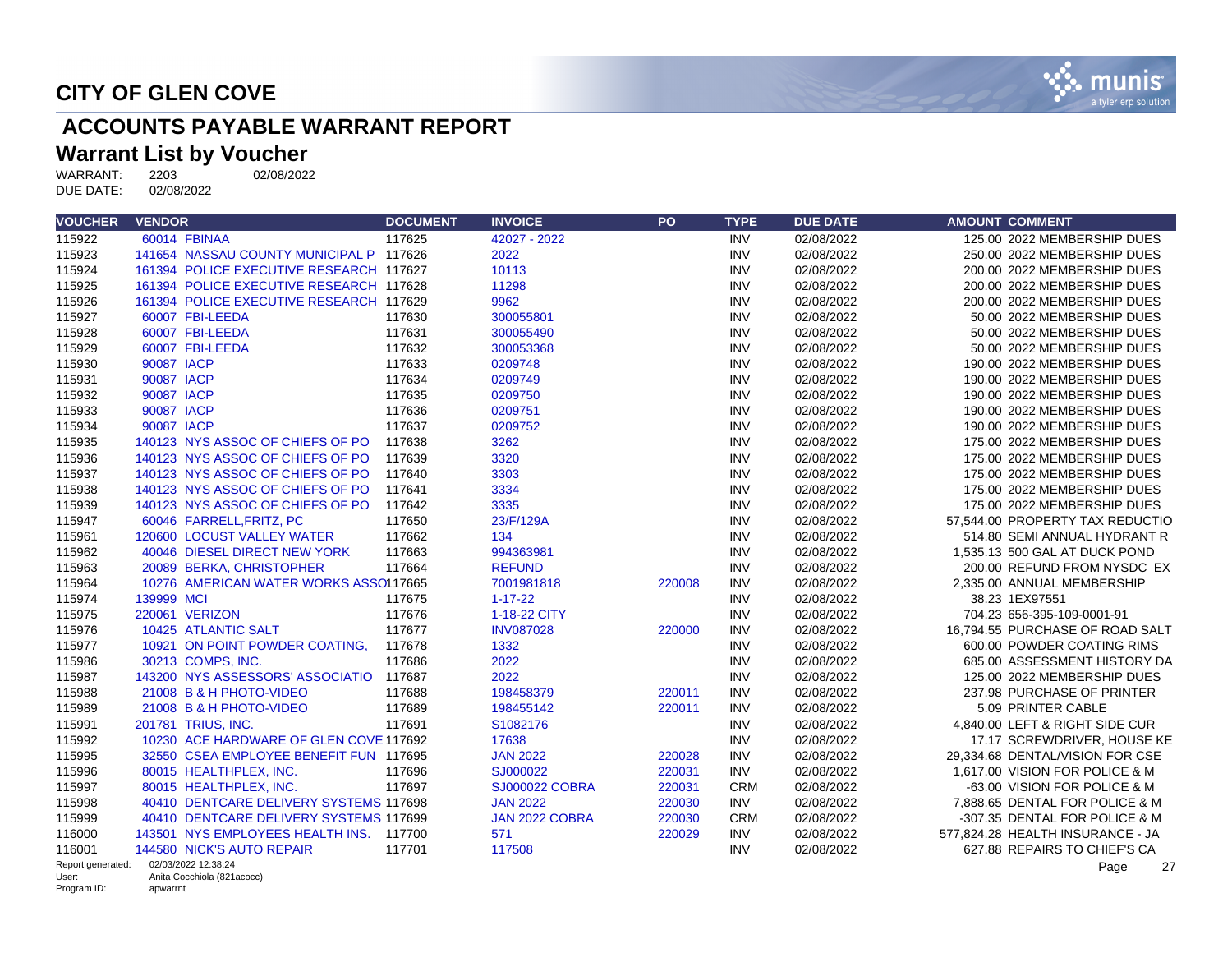# CITY OF GLEN COVE

## ACCOUNTS PAYABLE WARRANT REPORT

## Warrant List by Voucher

WARRANT: 2203 02/08/2022
DUE DATE: 02/08/2022

| VOUCHER | VENDOR | DOCUMENT | INVOICE | PO | TYPE | DUE DATE | AMOUNT | COMMENT |
|---|---|---|---|---|---|---|---|---|
| 115922 | 60014 FBINAA | 117625 | 42027 - 2022 | | INV | 02/08/2022 | 125.00 | 2022 MEMBERSHIP DUES |
| 115923 | 141654 NASSAU COUNTY MUNICIPAL P | 117626 | 2022 | | INV | 02/08/2022 | 250.00 | 2022 MEMBERSHIP DUES |
| 115924 | 161394 POLICE EXECUTIVE RESEARCH | 117627 | 10113 | | INV | 02/08/2022 | 200.00 | 2022 MEMBERSHIP DUES |
| 115925 | 161394 POLICE EXECUTIVE RESEARCH | 117628 | 11298 | | INV | 02/08/2022 | 200.00 | 2022 MEMBERSHIP DUES |
| 115926 | 161394 POLICE EXECUTIVE RESEARCH | 117629 | 9962 | | INV | 02/08/2022 | 200.00 | 2022 MEMBERSHIP DUES |
| 115927 | 60007 FBI-LEEDA | 117630 | 300055801 | | INV | 02/08/2022 | 50.00 | 2022 MEMBERSHIP DUES |
| 115928 | 60007 FBI-LEEDA | 117631 | 300055490 | | INV | 02/08/2022 | 50.00 | 2022 MEMBERSHIP DUES |
| 115929 | 60007 FBI-LEEDA | 117632 | 300053368 | | INV | 02/08/2022 | 50.00 | 2022 MEMBERSHIP DUES |
| 115930 | 90087 IACP | 117633 | 0209748 | | INV | 02/08/2022 | 190.00 | 2022 MEMBERSHIP DUES |
| 115931 | 90087 IACP | 117634 | 0209749 | | INV | 02/08/2022 | 190.00 | 2022 MEMBERSHIP DUES |
| 115932 | 90087 IACP | 117635 | 0209750 | | INV | 02/08/2022 | 190.00 | 2022 MEMBERSHIP DUES |
| 115933 | 90087 IACP | 117636 | 0209751 | | INV | 02/08/2022 | 190.00 | 2022 MEMBERSHIP DUES |
| 115934 | 90087 IACP | 117637 | 0209752 | | INV | 02/08/2022 | 190.00 | 2022 MEMBERSHIP DUES |
| 115935 | 140123 NYS ASSOC OF CHIEFS OF PO | 117638 | 3262 | | INV | 02/08/2022 | 175.00 | 2022 MEMBERSHIP DUES |
| 115936 | 140123 NYS ASSOC OF CHIEFS OF PO | 117639 | 3320 | | INV | 02/08/2022 | 175.00 | 2022 MEMBERSHIP DUES |
| 115937 | 140123 NYS ASSOC OF CHIEFS OF PO | 117640 | 3303 | | INV | 02/08/2022 | 175.00 | 2022 MEMBERSHIP DUES |
| 115938 | 140123 NYS ASSOC OF CHIEFS OF PO | 117641 | 3334 | | INV | 02/08/2022 | 175.00 | 2022 MEMBERSHIP DUES |
| 115939 | 140123 NYS ASSOC OF CHIEFS OF PO | 117642 | 3335 | | INV | 02/08/2022 | 175.00 | 2022 MEMBERSHIP DUES |
| 115947 | 60046 FARRELL,FRITZ, PC | 117650 | 23/F/129A | | INV | 02/08/2022 | 57,544.00 | PROPERTY TAX REDUCTIO |
| 115961 | 120600 LOCUST VALLEY WATER | 117662 | 134 | | INV | 02/08/2022 | 514.80 | SEMI ANNUAL HYDRANT R |
| 115962 | 40046 DIESEL DIRECT NEW YORK | 117663 | 994363981 | | INV | 02/08/2022 | 1,535.13 | 500 GAL AT DUCK POND |
| 115963 | 20089 BERKA, CHRISTOPHER | 117664 | REFUND | | INV | 02/08/2022 | 200.00 | REFUND FROM NYSDC EX |
| 115964 | 10276 AMERICAN WATER WORKS ASSO | 117665 | 7001981818 | 220008 | INV | 02/08/2022 | 2,335.00 | ANNUAL MEMBERSHIP |
| 115974 | 139999 MCI | 117675 | 1-17-22 | | INV | 02/08/2022 | 38.23 | 1EX97551 |
| 115975 | 220061 VERIZON | 117676 | 1-18-22 CITY | | INV | 02/08/2022 | 704.23 | 656-395-109-0001-91 |
| 115976 | 10425 ATLANTIC SALT | 117677 | INV087028 | 220000 | INV | 02/08/2022 | 16,794.55 | PURCHASE OF ROAD SALT |
| 115977 | 10921 ON POINT POWDER COATING, | 117678 | 1332 | | INV | 02/08/2022 | 600.00 | POWDER COATING RIMS |
| 115986 | 30213 COMPS, INC. | 117686 | 2022 | | INV | 02/08/2022 | 685.00 | ASSESSMENT HISTORY DA |
| 115987 | 143200 NYS ASSESSORS' ASSOCIATIO | 117687 | 2022 | | INV | 02/08/2022 | 125.00 | 2022 MEMBERSHIP DUES |
| 115988 | 21008 B & H PHOTO-VIDEO | 117688 | 198458379 | 220011 | INV | 02/08/2022 | 237.98 | PURCHASE OF PRINTER |
| 115989 | 21008 B & H PHOTO-VIDEO | 117689 | 198455142 | 220011 | INV | 02/08/2022 | 5.09 | PRINTER CABLE |
| 115991 | 201781 TRIUS, INC. | 117691 | S1082176 | | INV | 02/08/2022 | 4,840.00 | LEFT & RIGHT SIDE CUR |
| 115992 | 10230 ACE HARDWARE OF GLEN COVE | 117692 | 17638 | | INV | 02/08/2022 | 17.17 | SCREWDRIVER, HOUSE KE |
| 115995 | 32550 CSEA EMPLOYEE BENEFIT FUN | 117695 | JAN 2022 | 220028 | INV | 02/08/2022 | 29,334.68 | DENTAL/VISION FOR CSE |
| 115996 | 80015 HEALTHPLEX, INC. | 117696 | SJ000022 | 220031 | INV | 02/08/2022 | 1,617.00 | VISION FOR POLICE & M |
| 115997 | 80015 HEALTHPLEX, INC. | 117697 | SJ000022 COBRA | 220031 | CRM | 02/08/2022 | -63.00 | VISION FOR POLICE & M |
| 115998 | 40410 DENTCARE DELIVERY SYSTEMS | 117698 | JAN 2022 | 220030 | INV | 02/08/2022 | 7,888.65 | DENTAL FOR POLICE & M |
| 115999 | 40410 DENTCARE DELIVERY SYSTEMS | 117699 | JAN 2022 COBRA | 220030 | CRM | 02/08/2022 | -307.35 | DENTAL FOR POLICE & M |
| 116000 | 143501 NYS EMPLOYEES HEALTH INS. | 117700 | 571 | 220029 | INV | 02/08/2022 | 577,824.28 | HEALTH INSURANCE - JA |
| 116001 | 144580 NICK'S AUTO REPAIR | 117701 | 117508 | | INV | 02/08/2022 | 627.88 | REPAIRS TO CHIEF'S CA |

Report generated: 02/03/2022 12:38:24
User: Anita Cocchiola (821acocc)
Program ID: apwarrnt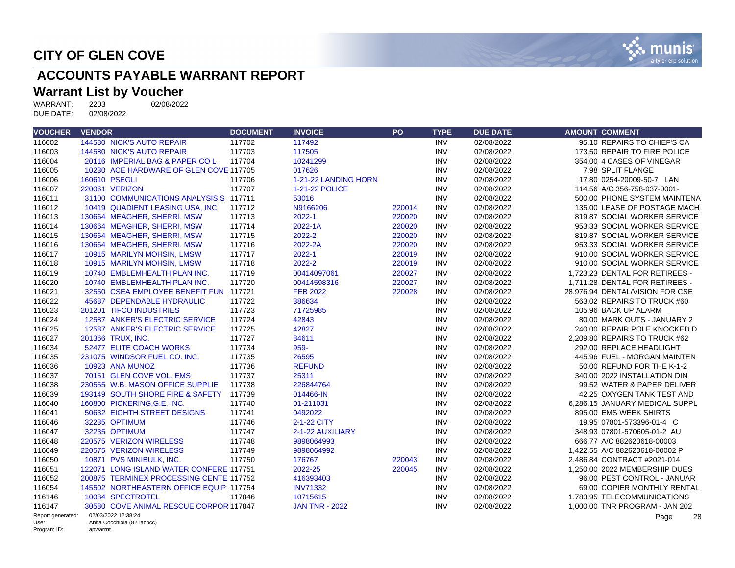# CITY OF GLEN COVE

## ACCOUNTS PAYABLE WARRANT REPORT

### Warrant List by Voucher

WARRANT: 2203 02/08/2022
DUE DATE: 02/08/2022

| VOUCHER | VENDOR | DOCUMENT | INVOICE | PO | TYPE | DUE DATE | AMOUNT | COMMENT |
|---|---|---|---|---|---|---|---|---|
| 116002 | 144580 NICK'S AUTO REPAIR | 117702 | 117492 | | INV | 02/08/2022 | 95.10 | REPAIRS TO CHIEF'S CA |
| 116003 | 144580 NICK'S AUTO REPAIR | 117703 | 117505 | | INV | 02/08/2022 | 173.50 | REPAIR TO FIRE POLICE |
| 116004 | 20116 IMPERIAL BAG & PAPER CO L | 117704 | 10241299 | | INV | 02/08/2022 | 354.00 | 4 CASES OF VINEGAR |
| 116005 | 10230 ACE HARDWARE OF GLEN COVE | 117705 | 017626 | | INV | 02/08/2022 | 7.98 | SPLIT FLANGE |
| 116006 | 160610 PSEGLI | 117706 | 1-21-22 LANDING HORN | | INV | 02/08/2022 | 17.80 | 0254-20009-50-7 LAN |
| 116007 | 220061 VERIZON | 117707 | 1-21-22 POLICE | | INV | 02/08/2022 | 114.56 | A/C 356-758-037-0001- |
| 116011 | 31100 COMMUNICATIONS ANALYSIS S | 117711 | 53016 | | INV | 02/08/2022 | 500.00 | PHONE SYSTEM MAINTENA |
| 116012 | 10419 QUADIENT LEASING USA, INC | 117712 | N9166206 | 220014 | INV | 02/08/2022 | 135.00 | LEASE OF POSTAGE MACH |
| 116013 | 130664 MEAGHER, SHERRI, MSW | 117713 | 2022-1 | 220020 | INV | 02/08/2022 | 819.87 | SOCIAL WORKER SERVICE |
| 116014 | 130664 MEAGHER, SHERRI, MSW | 117714 | 2022-1A | 220020 | INV | 02/08/2022 | 953.33 | SOCIAL WORKER SERVICE |
| 116015 | 130664 MEAGHER, SHERRI, MSW | 117715 | 2022-2 | 220020 | INV | 02/08/2022 | 819.87 | SOCIAL WORKER SERVICE |
| 116016 | 130664 MEAGHER, SHERRI, MSW | 117716 | 2022-2A | 220020 | INV | 02/08/2022 | 953.33 | SOCIAL WORKER SERVICE |
| 116017 | 10915 MARILYN MOHSIN, LMSW | 117717 | 2022-1 | 220019 | INV | 02/08/2022 | 910.00 | SOCIAL WORKER SERVICE |
| 116018 | 10915 MARILYN MOHSIN, LMSW | 117718 | 2022-2 | 220019 | INV | 02/08/2022 | 910.00 | SOCIAL WORKER SERVICE |
| 116019 | 10740 EMBLEMHEALTH PLAN INC. | 117719 | 00414097061 | 220027 | INV | 02/08/2022 | 1,723.23 | DENTAL FOR RETIREES - |
| 116020 | 10740 EMBLEMHEALTH PLAN INC. | 117720 | 00414598316 | 220027 | INV | 02/08/2022 | 1,711.28 | DENTAL FOR RETIREES - |
| 116021 | 32550 CSEA EMPLOYEE BENEFIT FUN | 117721 | FEB 2022 | 220028 | INV | 02/08/2022 | 28,976.94 | DENTAL/VISION FOR CSE |
| 116022 | 45687 DEPENDABLE HYDRAULIC | 117722 | 386634 | | INV | 02/08/2022 | 563.02 | REPAIRS TO TRUCK #60 |
| 116023 | 201201 TIFCO INDUSTRIES | 117723 | 71725985 | | INV | 02/08/2022 | 105.96 | BACK UP ALARM |
| 116024 | 12587 ANKER'S ELECTRIC SERVICE | 117724 | 42843 | | INV | 02/08/2022 | 80.00 | MARK OUTS - JANUARY 2 |
| 116025 | 12587 ANKER'S ELECTRIC SERVICE | 117725 | 42827 | | INV | 02/08/2022 | 240.00 | REPAIR POLE KNOCKED D |
| 116027 | 201366 TRUX, INC. | 117727 | 84611 | | INV | 02/08/2022 | 2,209.80 | REPAIRS TO TRUCK #62 |
| 116034 | 52477 ELITE COACH WORKS | 117734 | 959- | | INV | 02/08/2022 | 292.00 | REPLACE HEADLIGHT |
| 116035 | 231075 WINDSOR FUEL CO. INC. | 117735 | 26595 | | INV | 02/08/2022 | 445.96 | FUEL - MORGAN MAINTEN |
| 116036 | 10923 ANA MUNOZ | 117736 | REFUND | | INV | 02/08/2022 | 50.00 | REFUND FOR THE K-1-2 |
| 116037 | 70151 GLEN COVE VOL. EMS | 117737 | 25311 | | INV | 02/08/2022 | 340.00 | 2022 INSTALLATION DIN |
| 116038 | 230555 W.B. MASON OFFICE SUPPLIE | 117738 | 226844764 | | INV | 02/08/2022 | 99.52 | WATER & PAPER DELIVER |
| 116039 | 193149 SOUTH SHORE FIRE & SAFETY | 117739 | 014466-IN | | INV | 02/08/2022 | 42.25 | OXYGEN TANK TEST AND |
| 116040 | 160800 PICKERING,G.E. INC. | 117740 | 01-211031 | | INV | 02/08/2022 | 6,286.15 | JANUARY MEDICAL SUPPL |
| 116041 | 50632 EIGHTH STREET DESIGNS | 117741 | 0492022 | | INV | 02/08/2022 | 895.00 | EMS WEEK SHIRTS |
| 116046 | 32235 OPTIMUM | 117746 | 2-1-22 CITY | | INV | 02/08/2022 | 19.95 | 07801-573396-01-4 C |
| 116047 | 32235 OPTIMUM | 117747 | 2-1-22 AUXILIARY | | INV | 02/08/2022 | 348.93 | 07801-570605-01-2 AU |
| 116048 | 220575 VERIZON WIRELESS | 117748 | 9898064993 | | INV | 02/08/2022 | 666.77 | A/C 882620618-00003 |
| 116049 | 220575 VERIZON WIRELESS | 117749 | 9898064992 | | INV | 02/08/2022 | 1,422.55 | A/C 882620618-00002 P |
| 116050 | 10871 PVS MINIBULK, INC. | 117750 | 176767 | 220043 | INV | 02/08/2022 | 2,486.84 | CONTRACT #2021-014 |
| 116051 | 122071 LONG ISLAND WATER CONFERE | 117751 | 2022-25 | 220045 | INV | 02/08/2022 | 1,250.00 | 2022 MEMBERSHIP DUES |
| 116052 | 200875 TERMINEX PROCESSING CENTE | 117752 | 416393403 | | INV | 02/08/2022 | 96.00 | PEST CONTROL - JANUAR |
| 116054 | 145502 NORTHEASTERN OFFICE EQUIP | 117754 | INV71332 | | INV | 02/08/2022 | 69.00 | COPIER MONTHLY RENTAL |
| 116146 | 10084 SPECTROTEL | 117846 | 10715615 | | INV | 02/08/2022 | 1,783.95 | TELECOMMUNICATIONS |
| 116147 | 30580 COVE ANIMAL RESCUE CORPOR | 117847 | JAN TNR - 2022 | | INV | 02/08/2022 | 1,000.00 | TNR PROGRAM - JAN 202 |

Report generated: 02/03/2022 12:38:24
User: Anita Cocchiola (821acocc)
Program ID: apwarrnt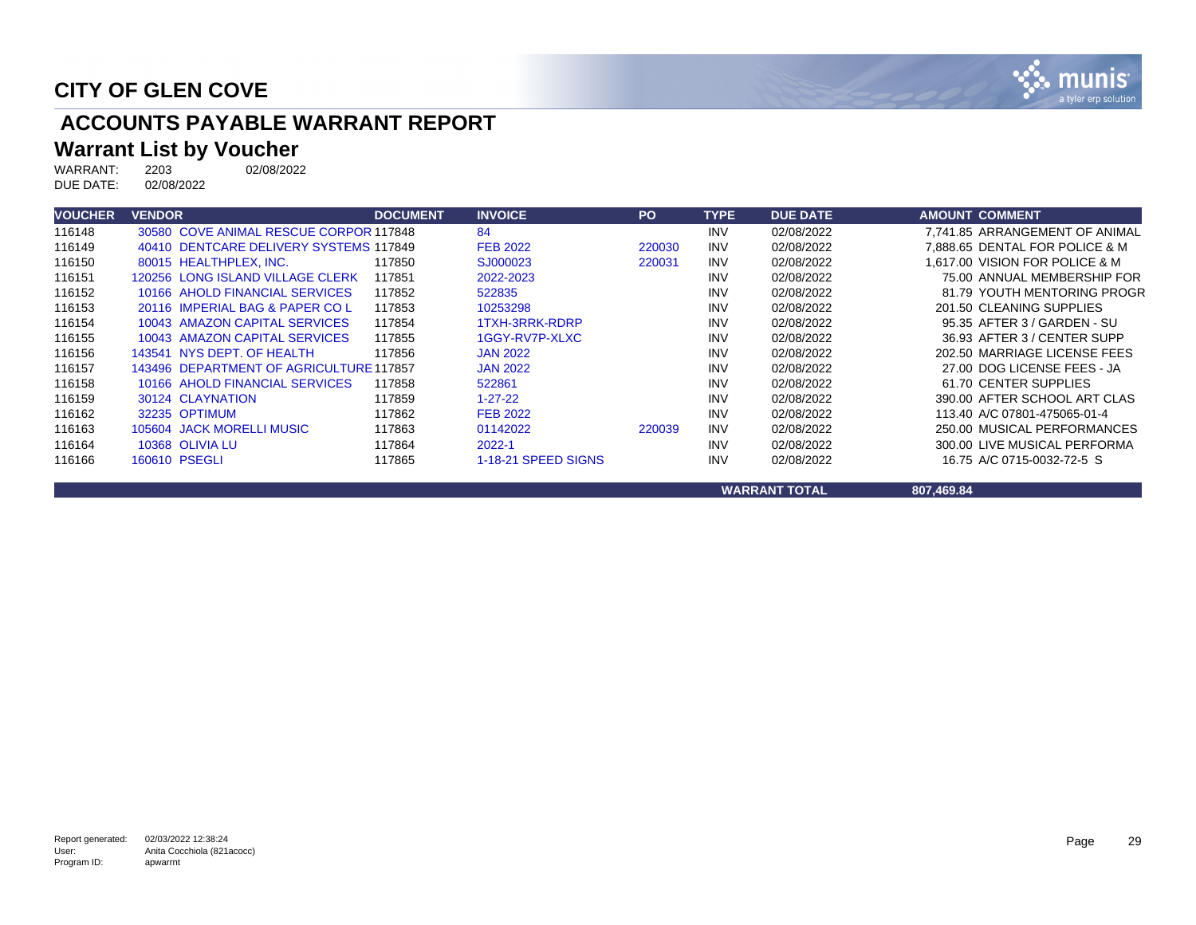# CITY OF GLEN COVE

## ACCOUNTS PAYABLE WARRANT REPORT

## Warrant List by Voucher

WARRANT: 2203 02/08/2022
DUE DATE: 02/08/2022

| VOUCHER | VENDOR | DOCUMENT | INVOICE | PO | TYPE | DUE DATE | AMOUNT | COMMENT |
|---|---|---|---|---|---|---|---|---|
| 116148 | 30580 COVE ANIMAL RESCUE CORPOR | 117848 | 84 | | INV | 02/08/2022 | 7,741.85 | ARRANGEMENT OF ANIMAL |
| 116149 | 40410 DENTCARE DELIVERY SYSTEMS | 117849 | FEB 2022 | 220030 | INV | 02/08/2022 | 7,888.65 | DENTAL FOR POLICE & M |
| 116150 | 80015 HEALTHPLEX, INC. | 117850 | SJ000023 | 220031 | INV | 02/08/2022 | 1,617.00 | VISION FOR POLICE & M |
| 116151 | 120256 LONG ISLAND VILLAGE CLERK | 117851 | 2022-2023 | | INV | 02/08/2022 | 75.00 | ANNUAL MEMBERSHIP FOR |
| 116152 | 10166 AHOLD FINANCIAL SERVICES | 117852 | 522835 | | INV | 02/08/2022 | 81.79 | YOUTH MENTORING PROGR |
| 116153 | 20116 IMPERIAL BAG & PAPER CO L | 117853 | 10253298 | | INV | 02/08/2022 | 201.50 | CLEANING SUPPLIES |
| 116154 | 10043 AMAZON CAPITAL SERVICES | 117854 | 1TXH-3RRK-RDRP | | INV | 02/08/2022 | 95.35 | AFTER 3 / GARDEN - SU |
| 116155 | 10043 AMAZON CAPITAL SERVICES | 117855 | 1GGY-RV7P-XLXC | | INV | 02/08/2022 | 36.93 | AFTER 3 / CENTER SUPP |
| 116156 | 143541 NYS DEPT. OF HEALTH | 117856 | JAN 2022 | | INV | 02/08/2022 | 202.50 | MARRIAGE LICENSE FEES |
| 116157 | 143496 DEPARTMENT OF AGRICULTURE | 117857 | JAN 2022 | | INV | 02/08/2022 | 27.00 | DOG LICENSE FEES - JA |
| 116158 | 10166 AHOLD FINANCIAL SERVICES | 117858 | 522861 | | INV | 02/08/2022 | 61.70 | CENTER SUPPLIES |
| 116159 | 30124 CLAYNATION | 117859 | 1-27-22 | | INV | 02/08/2022 | 390.00 | AFTER SCHOOL ART CLAS |
| 116162 | 32235 OPTIMUM | 117862 | FEB 2022 | | INV | 02/08/2022 | 113.40 | A/C 07801-475065-01-4 |
| 116163 | 105604 JACK MORELLI MUSIC | 117863 | 01142022 | 220039 | INV | 02/08/2022 | 250.00 | MUSICAL PERFORMANCES |
| 116164 | 10368 OLIVIA LU | 117864 | 2022-1 | | INV | 02/08/2022 | 300.00 | LIVE MUSICAL PERFORMA |
| 116166 | 160610 PSEGLI | 117865 | 1-18-21 SPEED SIGNS | | INV | 02/08/2022 | 16.75 | A/C 0715-0032-72-5 S |
| | | | | | | WARRANT TOTAL | 807,469.84 | |

Report generated: 02/03/2022 12:38:24
User: Anita Cocchiola (821acocc)
Program ID: apwarrnt